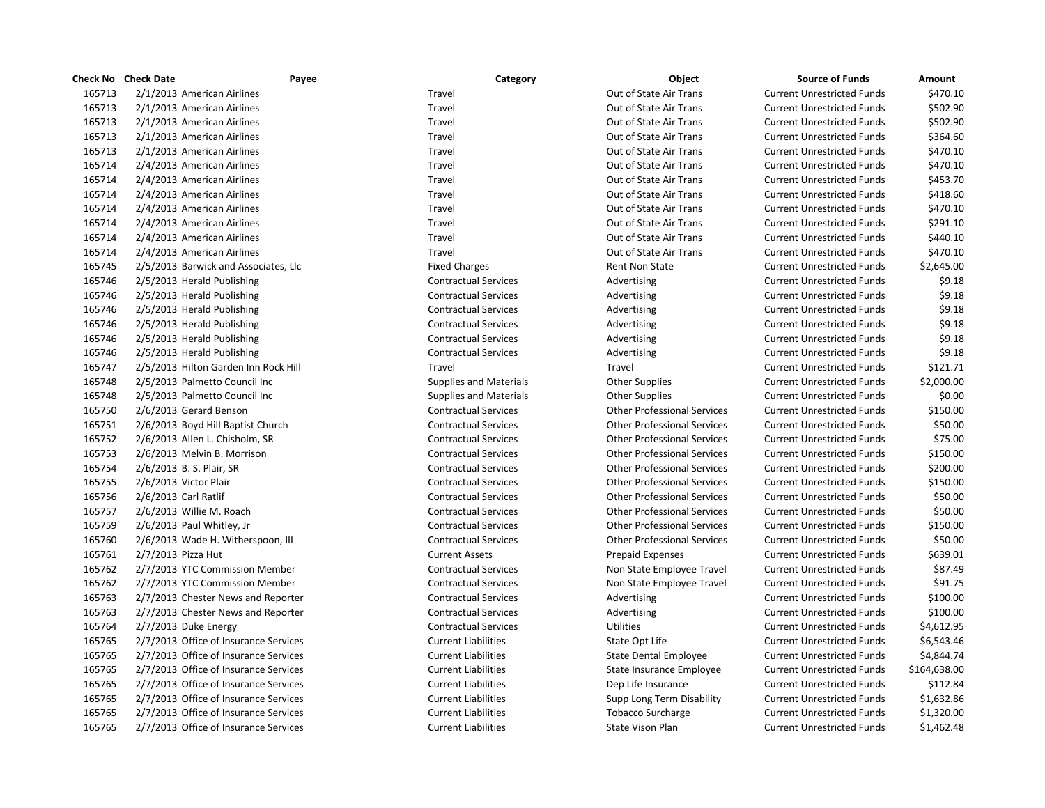| Check No | Check Date | Payee | Category | Object | Source of Funds | Amount |
|---|---|---|---|---|---|---|
| 165713 | 2/1/2013 | American Airlines | Travel | Out of State Air Trans | Current Unrestricted Funds | $470.10 |
| 165713 | 2/1/2013 | American Airlines | Travel | Out of State Air Trans | Current Unrestricted Funds | $502.90 |
| 165713 | 2/1/2013 | American Airlines | Travel | Out of State Air Trans | Current Unrestricted Funds | $502.90 |
| 165713 | 2/1/2013 | American Airlines | Travel | Out of State Air Trans | Current Unrestricted Funds | $364.60 |
| 165713 | 2/1/2013 | American Airlines | Travel | Out of State Air Trans | Current Unrestricted Funds | $470.10 |
| 165714 | 2/4/2013 | American Airlines | Travel | Out of State Air Trans | Current Unrestricted Funds | $470.10 |
| 165714 | 2/4/2013 | American Airlines | Travel | Out of State Air Trans | Current Unrestricted Funds | $453.70 |
| 165714 | 2/4/2013 | American Airlines | Travel | Out of State Air Trans | Current Unrestricted Funds | $418.60 |
| 165714 | 2/4/2013 | American Airlines | Travel | Out of State Air Trans | Current Unrestricted Funds | $470.10 |
| 165714 | 2/4/2013 | American Airlines | Travel | Out of State Air Trans | Current Unrestricted Funds | $291.10 |
| 165714 | 2/4/2013 | American Airlines | Travel | Out of State Air Trans | Current Unrestricted Funds | $440.10 |
| 165714 | 2/4/2013 | American Airlines | Travel | Out of State Air Trans | Current Unrestricted Funds | $470.10 |
| 165745 | 2/5/2013 | Barwick and Associates, Llc | Fixed Charges | Rent Non State | Current Unrestricted Funds | $2,645.00 |
| 165746 | 2/5/2013 | Herald Publishing | Contractual Services | Advertising | Current Unrestricted Funds | $9.18 |
| 165746 | 2/5/2013 | Herald Publishing | Contractual Services | Advertising | Current Unrestricted Funds | $9.18 |
| 165746 | 2/5/2013 | Herald Publishing | Contractual Services | Advertising | Current Unrestricted Funds | $9.18 |
| 165746 | 2/5/2013 | Herald Publishing | Contractual Services | Advertising | Current Unrestricted Funds | $9.18 |
| 165746 | 2/5/2013 | Herald Publishing | Contractual Services | Advertising | Current Unrestricted Funds | $9.18 |
| 165746 | 2/5/2013 | Herald Publishing | Contractual Services | Advertising | Current Unrestricted Funds | $9.18 |
| 165747 | 2/5/2013 | Hilton Garden Inn Rock Hill | Travel | Travel | Current Unrestricted Funds | $121.71 |
| 165748 | 2/5/2013 | Palmetto Council Inc | Supplies and Materials | Other Supplies | Current Unrestricted Funds | $2,000.00 |
| 165748 | 2/5/2013 | Palmetto Council Inc | Supplies and Materials | Other Supplies | Current Unrestricted Funds | $0.00 |
| 165750 | 2/6/2013 | Gerard Benson | Contractual Services | Other Professional Services | Current Unrestricted Funds | $150.00 |
| 165751 | 2/6/2013 | Boyd Hill Baptist Church | Contractual Services | Other Professional Services | Current Unrestricted Funds | $50.00 |
| 165752 | 2/6/2013 | Allen L. Chisholm, SR | Contractual Services | Other Professional Services | Current Unrestricted Funds | $75.00 |
| 165753 | 2/6/2013 | Melvin B. Morrison | Contractual Services | Other Professional Services | Current Unrestricted Funds | $150.00 |
| 165754 | 2/6/2013 | B. S. Plair, SR | Contractual Services | Other Professional Services | Current Unrestricted Funds | $200.00 |
| 165755 | 2/6/2013 | Victor Plair | Contractual Services | Other Professional Services | Current Unrestricted Funds | $150.00 |
| 165756 | 2/6/2013 | Carl Ratlif | Contractual Services | Other Professional Services | Current Unrestricted Funds | $50.00 |
| 165757 | 2/6/2013 | Willie M. Roach | Contractual Services | Other Professional Services | Current Unrestricted Funds | $50.00 |
| 165759 | 2/6/2013 | Paul Whitley, Jr | Contractual Services | Other Professional Services | Current Unrestricted Funds | $150.00 |
| 165760 | 2/6/2013 | Wade H. Witherspoon, III | Contractual Services | Other Professional Services | Current Unrestricted Funds | $50.00 |
| 165761 | 2/7/2013 | Pizza Hut | Current Assets | Prepaid Expenses | Current Unrestricted Funds | $639.01 |
| 165762 | 2/7/2013 | YTC Commission Member | Contractual Services | Non State Employee Travel | Current Unrestricted Funds | $87.49 |
| 165762 | 2/7/2013 | YTC Commission Member | Contractual Services | Non State Employee Travel | Current Unrestricted Funds | $91.75 |
| 165763 | 2/7/2013 | Chester News and Reporter | Contractual Services | Advertising | Current Unrestricted Funds | $100.00 |
| 165763 | 2/7/2013 | Chester News and Reporter | Contractual Services | Advertising | Current Unrestricted Funds | $100.00 |
| 165764 | 2/7/2013 | Duke Energy | Contractual Services | Utilities | Current Unrestricted Funds | $4,612.95 |
| 165765 | 2/7/2013 | Office of Insurance Services | Current Liabilities | State Opt Life | Current Unrestricted Funds | $6,543.46 |
| 165765 | 2/7/2013 | Office of Insurance Services | Current Liabilities | State Dental Employee | Current Unrestricted Funds | $4,844.74 |
| 165765 | 2/7/2013 | Office of Insurance Services | Current Liabilities | State Insurance Employee | Current Unrestricted Funds | $164,638.00 |
| 165765 | 2/7/2013 | Office of Insurance Services | Current Liabilities | Dep Life Insurance | Current Unrestricted Funds | $112.84 |
| 165765 | 2/7/2013 | Office of Insurance Services | Current Liabilities | Supp Long Term Disability | Current Unrestricted Funds | $1,632.86 |
| 165765 | 2/7/2013 | Office of Insurance Services | Current Liabilities | Tobacco Surcharge | Current Unrestricted Funds | $1,320.00 |
| 165765 | 2/7/2013 | Office of Insurance Services | Current Liabilities | State Vison Plan | Current Unrestricted Funds | $1,462.48 |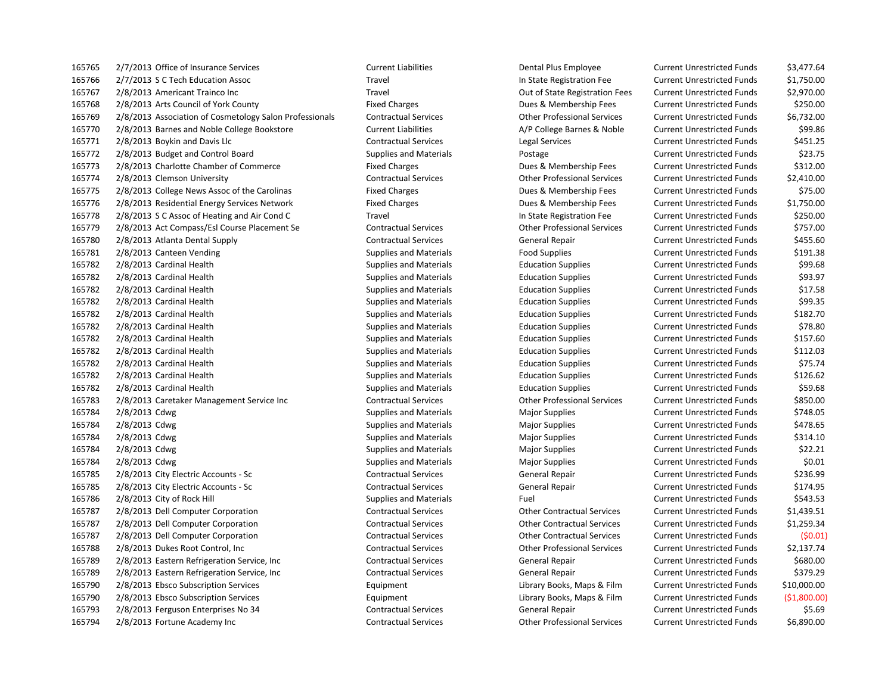| | | | | | | |
|---|---|---|---|---|---|---|
| 165765 | 2/7/2013 | Office of Insurance Services | Current Liabilities | Dental Plus Employee | Current Unrestricted Funds | $3,477.64 |
| 165766 | 2/7/2013 | S C Tech Education Assoc | Travel | In State Registration Fee | Current Unrestricted Funds | $1,750.00 |
| 165767 | 2/8/2013 | Americant Trainco Inc | Travel | Out of State Registration Fees | Current Unrestricted Funds | $2,970.00 |
| 165768 | 2/8/2013 | Arts Council of York County | Fixed Charges | Dues & Membership Fees | Current Unrestricted Funds | $250.00 |
| 165769 | 2/8/2013 | Association of Cosmetology Salon Professionals | Contractual Services | Other Professional Services | Current Unrestricted Funds | $6,732.00 |
| 165770 | 2/8/2013 | Barnes and Noble College Bookstore | Current Liabilities | A/P College Barnes & Noble | Current Unrestricted Funds | $99.86 |
| 165771 | 2/8/2013 | Boykin and Davis Llc | Contractual Services | Legal Services | Current Unrestricted Funds | $451.25 |
| 165772 | 2/8/2013 | Budget and Control Board | Supplies and Materials | Postage | Current Unrestricted Funds | $23.75 |
| 165773 | 2/8/2013 | Charlotte Chamber of Commerce | Fixed Charges | Dues & Membership Fees | Current Unrestricted Funds | $312.00 |
| 165774 | 2/8/2013 | Clemson University | Contractual Services | Other Professional Services | Current Unrestricted Funds | $2,410.00 |
| 165775 | 2/8/2013 | College News Assoc of the Carolinas | Fixed Charges | Dues & Membership Fees | Current Unrestricted Funds | $75.00 |
| 165776 | 2/8/2013 | Residential Energy Services Network | Fixed Charges | Dues & Membership Fees | Current Unrestricted Funds | $1,750.00 |
| 165778 | 2/8/2013 | S C Assoc of Heating and Air Cond C | Travel | In State Registration Fee | Current Unrestricted Funds | $250.00 |
| 165779 | 2/8/2013 | Act Compass/Esl Course Placement Se | Contractual Services | Other Professional Services | Current Unrestricted Funds | $757.00 |
| 165780 | 2/8/2013 | Atlanta Dental Supply | Contractual Services | General Repair | Current Unrestricted Funds | $455.60 |
| 165781 | 2/8/2013 | Canteen Vending | Supplies and Materials | Food Supplies | Current Unrestricted Funds | $191.38 |
| 165782 | 2/8/2013 | Cardinal Health | Supplies and Materials | Education Supplies | Current Unrestricted Funds | $99.68 |
| 165782 | 2/8/2013 | Cardinal Health | Supplies and Materials | Education Supplies | Current Unrestricted Funds | $93.97 |
| 165782 | 2/8/2013 | Cardinal Health | Supplies and Materials | Education Supplies | Current Unrestricted Funds | $17.58 |
| 165782 | 2/8/2013 | Cardinal Health | Supplies and Materials | Education Supplies | Current Unrestricted Funds | $99.35 |
| 165782 | 2/8/2013 | Cardinal Health | Supplies and Materials | Education Supplies | Current Unrestricted Funds | $182.70 |
| 165782 | 2/8/2013 | Cardinal Health | Supplies and Materials | Education Supplies | Current Unrestricted Funds | $78.80 |
| 165782 | 2/8/2013 | Cardinal Health | Supplies and Materials | Education Supplies | Current Unrestricted Funds | $157.60 |
| 165782 | 2/8/2013 | Cardinal Health | Supplies and Materials | Education Supplies | Current Unrestricted Funds | $112.03 |
| 165782 | 2/8/2013 | Cardinal Health | Supplies and Materials | Education Supplies | Current Unrestricted Funds | $75.74 |
| 165782 | 2/8/2013 | Cardinal Health | Supplies and Materials | Education Supplies | Current Unrestricted Funds | $126.62 |
| 165782 | 2/8/2013 | Cardinal Health | Supplies and Materials | Education Supplies | Current Unrestricted Funds | $59.68 |
| 165783 | 2/8/2013 | Caretaker Management Service Inc | Contractual Services | Other Professional Services | Current Unrestricted Funds | $850.00 |
| 165784 | 2/8/2013 | Cdwg | Supplies and Materials | Major Supplies | Current Unrestricted Funds | $748.05 |
| 165784 | 2/8/2013 | Cdwg | Supplies and Materials | Major Supplies | Current Unrestricted Funds | $478.65 |
| 165784 | 2/8/2013 | Cdwg | Supplies and Materials | Major Supplies | Current Unrestricted Funds | $314.10 |
| 165784 | 2/8/2013 | Cdwg | Supplies and Materials | Major Supplies | Current Unrestricted Funds | $22.21 |
| 165784 | 2/8/2013 | Cdwg | Supplies and Materials | Major Supplies | Current Unrestricted Funds | $0.01 |
| 165785 | 2/8/2013 | City Electric Accounts - Sc | Contractual Services | General Repair | Current Unrestricted Funds | $236.99 |
| 165785 | 2/8/2013 | City Electric Accounts - Sc | Contractual Services | General Repair | Current Unrestricted Funds | $174.95 |
| 165786 | 2/8/2013 | City of Rock Hill | Supplies and Materials | Fuel | Current Unrestricted Funds | $543.53 |
| 165787 | 2/8/2013 | Dell Computer Corporation | Contractual Services | Other Contractual Services | Current Unrestricted Funds | $1,439.51 |
| 165787 | 2/8/2013 | Dell Computer Corporation | Contractual Services | Other Contractual Services | Current Unrestricted Funds | $1,259.34 |
| 165787 | 2/8/2013 | Dell Computer Corporation | Contractual Services | Other Contractual Services | Current Unrestricted Funds | ($0.01) |
| 165788 | 2/8/2013 | Dukes Root Control, Inc | Contractual Services | Other Professional Services | Current Unrestricted Funds | $2,137.74 |
| 165789 | 2/8/2013 | Eastern Refrigeration Service, Inc | Contractual Services | General Repair | Current Unrestricted Funds | $680.00 |
| 165789 | 2/8/2013 | Eastern Refrigeration Service, Inc | Contractual Services | General Repair | Current Unrestricted Funds | $379.29 |
| 165790 | 2/8/2013 | Ebsco Subscription Services | Equipment | Library Books, Maps & Film | Current Unrestricted Funds | $10,000.00 |
| 165790 | 2/8/2013 | Ebsco Subscription Services | Equipment | Library Books, Maps & Film | Current Unrestricted Funds | ($1,800.00) |
| 165793 | 2/8/2013 | Ferguson Enterprises No 34 | Contractual Services | General Repair | Current Unrestricted Funds | $5.69 |
| 165794 | 2/8/2013 | Fortune Academy Inc | Contractual Services | Other Professional Services | Current Unrestricted Funds | $6,890.00 |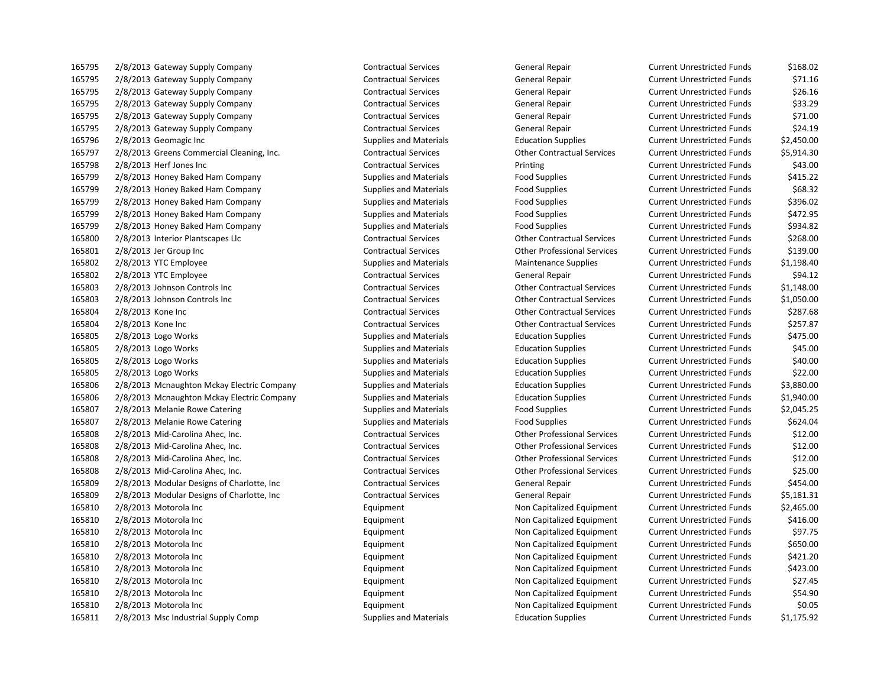| | | | | | | |
|---|---|---|---|---|---|---|
| 165795 | 2/8/2013 | Gateway Supply Company | Contractual Services | General Repair | Current Unrestricted Funds | $168.02 |
| 165795 | 2/8/2013 | Gateway Supply Company | Contractual Services | General Repair | Current Unrestricted Funds | $71.16 |
| 165795 | 2/8/2013 | Gateway Supply Company | Contractual Services | General Repair | Current Unrestricted Funds | $26.16 |
| 165795 | 2/8/2013 | Gateway Supply Company | Contractual Services | General Repair | Current Unrestricted Funds | $33.29 |
| 165795 | 2/8/2013 | Gateway Supply Company | Contractual Services | General Repair | Current Unrestricted Funds | $71.00 |
| 165795 | 2/8/2013 | Gateway Supply Company | Contractual Services | General Repair | Current Unrestricted Funds | $24.19 |
| 165796 | 2/8/2013 | Geomagic Inc | Supplies and Materials | Education Supplies | Current Unrestricted Funds | $2,450.00 |
| 165797 | 2/8/2013 | Greens Commercial Cleaning, Inc. | Contractual Services | Other Contractual Services | Current Unrestricted Funds | $5,914.30 |
| 165798 | 2/8/2013 | Herf Jones Inc | Contractual Services | Printing | Current Unrestricted Funds | $43.00 |
| 165799 | 2/8/2013 | Honey Baked Ham Company | Supplies and Materials | Food Supplies | Current Unrestricted Funds | $415.22 |
| 165799 | 2/8/2013 | Honey Baked Ham Company | Supplies and Materials | Food Supplies | Current Unrestricted Funds | $68.32 |
| 165799 | 2/8/2013 | Honey Baked Ham Company | Supplies and Materials | Food Supplies | Current Unrestricted Funds | $396.02 |
| 165799 | 2/8/2013 | Honey Baked Ham Company | Supplies and Materials | Food Supplies | Current Unrestricted Funds | $472.95 |
| 165799 | 2/8/2013 | Honey Baked Ham Company | Supplies and Materials | Food Supplies | Current Unrestricted Funds | $934.82 |
| 165800 | 2/8/2013 | Interior Plantscapes Llc | Contractual Services | Other Contractual Services | Current Unrestricted Funds | $268.00 |
| 165801 | 2/8/2013 | Jer Group Inc | Contractual Services | Other Professional Services | Current Unrestricted Funds | $139.00 |
| 165802 | 2/8/2013 | YTC Employee | Supplies and Materials | Maintenance Supplies | Current Unrestricted Funds | $1,198.40 |
| 165802 | 2/8/2013 | YTC Employee | Contractual Services | General Repair | Current Unrestricted Funds | $94.12 |
| 165803 | 2/8/2013 | Johnson Controls Inc | Contractual Services | Other Contractual Services | Current Unrestricted Funds | $1,148.00 |
| 165803 | 2/8/2013 | Johnson Controls Inc | Contractual Services | Other Contractual Services | Current Unrestricted Funds | $1,050.00 |
| 165804 | 2/8/2013 | Kone Inc | Contractual Services | Other Contractual Services | Current Unrestricted Funds | $287.68 |
| 165804 | 2/8/2013 | Kone Inc | Contractual Services | Other Contractual Services | Current Unrestricted Funds | $257.87 |
| 165805 | 2/8/2013 | Logo Works | Supplies and Materials | Education Supplies | Current Unrestricted Funds | $475.00 |
| 165805 | 2/8/2013 | Logo Works | Supplies and Materials | Education Supplies | Current Unrestricted Funds | $45.00 |
| 165805 | 2/8/2013 | Logo Works | Supplies and Materials | Education Supplies | Current Unrestricted Funds | $40.00 |
| 165805 | 2/8/2013 | Logo Works | Supplies and Materials | Education Supplies | Current Unrestricted Funds | $22.00 |
| 165806 | 2/8/2013 | Mcnaughton Mckay Electric Company | Supplies and Materials | Education Supplies | Current Unrestricted Funds | $3,880.00 |
| 165806 | 2/8/2013 | Mcnaughton Mckay Electric Company | Supplies and Materials | Education Supplies | Current Unrestricted Funds | $1,940.00 |
| 165807 | 2/8/2013 | Melanie Rowe Catering | Supplies and Materials | Food Supplies | Current Unrestricted Funds | $2,045.25 |
| 165807 | 2/8/2013 | Melanie Rowe Catering | Supplies and Materials | Food Supplies | Current Unrestricted Funds | $624.04 |
| 165808 | 2/8/2013 | Mid-Carolina Ahec, Inc. | Contractual Services | Other Professional Services | Current Unrestricted Funds | $12.00 |
| 165808 | 2/8/2013 | Mid-Carolina Ahec, Inc. | Contractual Services | Other Professional Services | Current Unrestricted Funds | $12.00 |
| 165808 | 2/8/2013 | Mid-Carolina Ahec, Inc. | Contractual Services | Other Professional Services | Current Unrestricted Funds | $12.00 |
| 165808 | 2/8/2013 | Mid-Carolina Ahec, Inc. | Contractual Services | Other Professional Services | Current Unrestricted Funds | $25.00 |
| 165809 | 2/8/2013 | Modular Designs of Charlotte, Inc | Contractual Services | General Repair | Current Unrestricted Funds | $454.00 |
| 165809 | 2/8/2013 | Modular Designs of Charlotte, Inc | Contractual Services | General Repair | Current Unrestricted Funds | $5,181.31 |
| 165810 | 2/8/2013 | Motorola Inc | Equipment | Non Capitalized Equipment | Current Unrestricted Funds | $2,465.00 |
| 165810 | 2/8/2013 | Motorola Inc | Equipment | Non Capitalized Equipment | Current Unrestricted Funds | $416.00 |
| 165810 | 2/8/2013 | Motorola Inc | Equipment | Non Capitalized Equipment | Current Unrestricted Funds | $97.75 |
| 165810 | 2/8/2013 | Motorola Inc | Equipment | Non Capitalized Equipment | Current Unrestricted Funds | $650.00 |
| 165810 | 2/8/2013 | Motorola Inc | Equipment | Non Capitalized Equipment | Current Unrestricted Funds | $421.20 |
| 165810 | 2/8/2013 | Motorola Inc | Equipment | Non Capitalized Equipment | Current Unrestricted Funds | $423.00 |
| 165810 | 2/8/2013 | Motorola Inc | Equipment | Non Capitalized Equipment | Current Unrestricted Funds | $27.45 |
| 165810 | 2/8/2013 | Motorola Inc | Equipment | Non Capitalized Equipment | Current Unrestricted Funds | $54.90 |
| 165810 | 2/8/2013 | Motorola Inc | Equipment | Non Capitalized Equipment | Current Unrestricted Funds | $0.05 |
| 165811 | 2/8/2013 | Msc Industrial Supply Comp | Supplies and Materials | Education Supplies | Current Unrestricted Funds | $1,175.92 |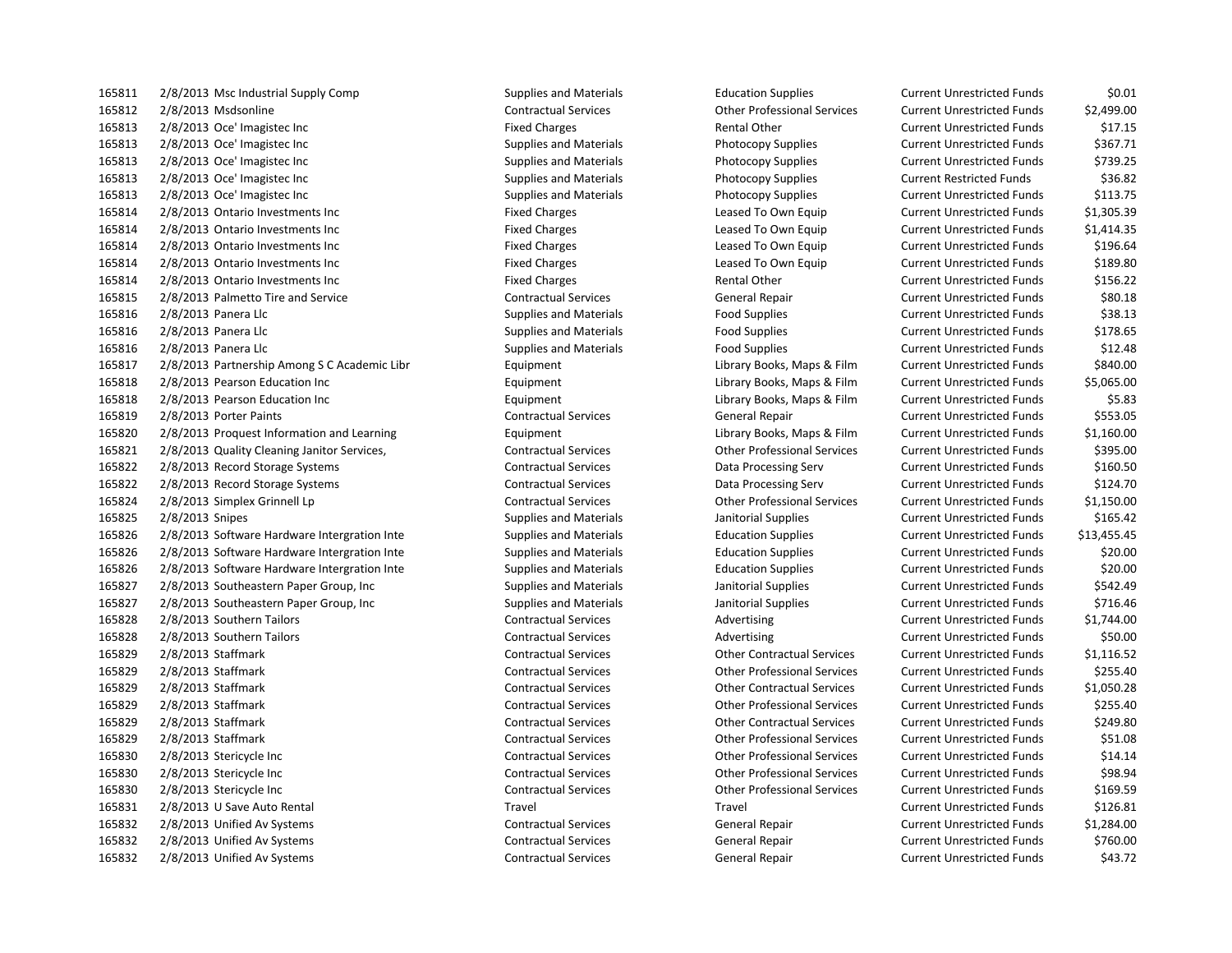| | | | | | | |
|---|---|---|---|---|---|---|
| 165811 | 2/8/2013 | Msc Industrial Supply Comp | Supplies and Materials | Education Supplies | Current Unrestricted Funds | $0.01 |
| 165812 | 2/8/2013 | Msdsonline | Contractual Services | Other Professional Services | Current Unrestricted Funds | $2,499.00 |
| 165813 | 2/8/2013 | Oce' Imagistec Inc | Fixed Charges | Rental Other | Current Unrestricted Funds | $17.15 |
| 165813 | 2/8/2013 | Oce' Imagistec Inc | Supplies and Materials | Photocopy Supplies | Current Unrestricted Funds | $367.71 |
| 165813 | 2/8/2013 | Oce' Imagistec Inc | Supplies and Materials | Photocopy Supplies | Current Unrestricted Funds | $739.25 |
| 165813 | 2/8/2013 | Oce' Imagistec Inc | Supplies and Materials | Photocopy Supplies | Current Restricted Funds | $36.82 |
| 165813 | 2/8/2013 | Oce' Imagistec Inc | Supplies and Materials | Photocopy Supplies | Current Unrestricted Funds | $113.75 |
| 165814 | 2/8/2013 | Ontario Investments Inc | Fixed Charges | Leased To Own Equip | Current Unrestricted Funds | $1,305.39 |
| 165814 | 2/8/2013 | Ontario Investments Inc | Fixed Charges | Leased To Own Equip | Current Unrestricted Funds | $1,414.35 |
| 165814 | 2/8/2013 | Ontario Investments Inc | Fixed Charges | Leased To Own Equip | Current Unrestricted Funds | $196.64 |
| 165814 | 2/8/2013 | Ontario Investments Inc | Fixed Charges | Leased To Own Equip | Current Unrestricted Funds | $189.80 |
| 165814 | 2/8/2013 | Ontario Investments Inc | Fixed Charges | Rental Other | Current Unrestricted Funds | $156.22 |
| 165815 | 2/8/2013 | Palmetto Tire and Service | Contractual Services | General Repair | Current Unrestricted Funds | $80.18 |
| 165816 | 2/8/2013 | Panera Llc | Supplies and Materials | Food Supplies | Current Unrestricted Funds | $38.13 |
| 165816 | 2/8/2013 | Panera Llc | Supplies and Materials | Food Supplies | Current Unrestricted Funds | $178.65 |
| 165816 | 2/8/2013 | Panera Llc | Supplies and Materials | Food Supplies | Current Unrestricted Funds | $12.48 |
| 165817 | 2/8/2013 | Partnership Among S C Academic Libr | Equipment | Library Books, Maps & Film | Current Unrestricted Funds | $840.00 |
| 165818 | 2/8/2013 | Pearson Education Inc | Equipment | Library Books, Maps & Film | Current Unrestricted Funds | $5,065.00 |
| 165818 | 2/8/2013 | Pearson Education Inc | Equipment | Library Books, Maps & Film | Current Unrestricted Funds | $5.83 |
| 165819 | 2/8/2013 | Porter Paints | Contractual Services | General Repair | Current Unrestricted Funds | $553.05 |
| 165820 | 2/8/2013 | Proquest Information and Learning | Equipment | Library Books, Maps & Film | Current Unrestricted Funds | $1,160.00 |
| 165821 | 2/8/2013 | Quality Cleaning Janitor Services, | Contractual Services | Other Professional Services | Current Unrestricted Funds | $395.00 |
| 165822 | 2/8/2013 | Record Storage Systems | Contractual Services | Data Processing Serv | Current Unrestricted Funds | $160.50 |
| 165822 | 2/8/2013 | Record Storage Systems | Contractual Services | Data Processing Serv | Current Unrestricted Funds | $124.70 |
| 165824 | 2/8/2013 | Simplex Grinnell Lp | Contractual Services | Other Professional Services | Current Unrestricted Funds | $1,150.00 |
| 165825 | 2/8/2013 | Snipes | Supplies and Materials | Janitorial Supplies | Current Unrestricted Funds | $165.42 |
| 165826 | 2/8/2013 | Software Hardware Intergration Inte | Supplies and Materials | Education Supplies | Current Unrestricted Funds | $13,455.45 |
| 165826 | 2/8/2013 | Software Hardware Intergration Inte | Supplies and Materials | Education Supplies | Current Unrestricted Funds | $20.00 |
| 165826 | 2/8/2013 | Software Hardware Intergration Inte | Supplies and Materials | Education Supplies | Current Unrestricted Funds | $20.00 |
| 165827 | 2/8/2013 | Southeastern Paper Group, Inc | Supplies and Materials | Janitorial Supplies | Current Unrestricted Funds | $542.49 |
| 165827 | 2/8/2013 | Southeastern Paper Group, Inc | Supplies and Materials | Janitorial Supplies | Current Unrestricted Funds | $716.46 |
| 165828 | 2/8/2013 | Southern Tailors | Contractual Services | Advertising | Current Unrestricted Funds | $1,744.00 |
| 165828 | 2/8/2013 | Southern Tailors | Contractual Services | Advertising | Current Unrestricted Funds | $50.00 |
| 165829 | 2/8/2013 | Staffmark | Contractual Services | Other Contractual Services | Current Unrestricted Funds | $1,116.52 |
| 165829 | 2/8/2013 | Staffmark | Contractual Services | Other Professional Services | Current Unrestricted Funds | $255.40 |
| 165829 | 2/8/2013 | Staffmark | Contractual Services | Other Contractual Services | Current Unrestricted Funds | $1,050.28 |
| 165829 | 2/8/2013 | Staffmark | Contractual Services | Other Professional Services | Current Unrestricted Funds | $255.40 |
| 165829 | 2/8/2013 | Staffmark | Contractual Services | Other Contractual Services | Current Unrestricted Funds | $249.80 |
| 165829 | 2/8/2013 | Staffmark | Contractual Services | Other Professional Services | Current Unrestricted Funds | $51.08 |
| 165830 | 2/8/2013 | Stericycle Inc | Contractual Services | Other Professional Services | Current Unrestricted Funds | $14.14 |
| 165830 | 2/8/2013 | Stericycle Inc | Contractual Services | Other Professional Services | Current Unrestricted Funds | $98.94 |
| 165830 | 2/8/2013 | Stericycle Inc | Contractual Services | Other Professional Services | Current Unrestricted Funds | $169.59 |
| 165831 | 2/8/2013 | U Save Auto Rental | Travel | Travel | Current Unrestricted Funds | $126.81 |
| 165832 | 2/8/2013 | Unified Av Systems | Contractual Services | General Repair | Current Unrestricted Funds | $1,284.00 |
| 165832 | 2/8/2013 | Unified Av Systems | Contractual Services | General Repair | Current Unrestricted Funds | $760.00 |
| 165832 | 2/8/2013 | Unified Av Systems | Contractual Services | General Repair | Current Unrestricted Funds | $43.72 |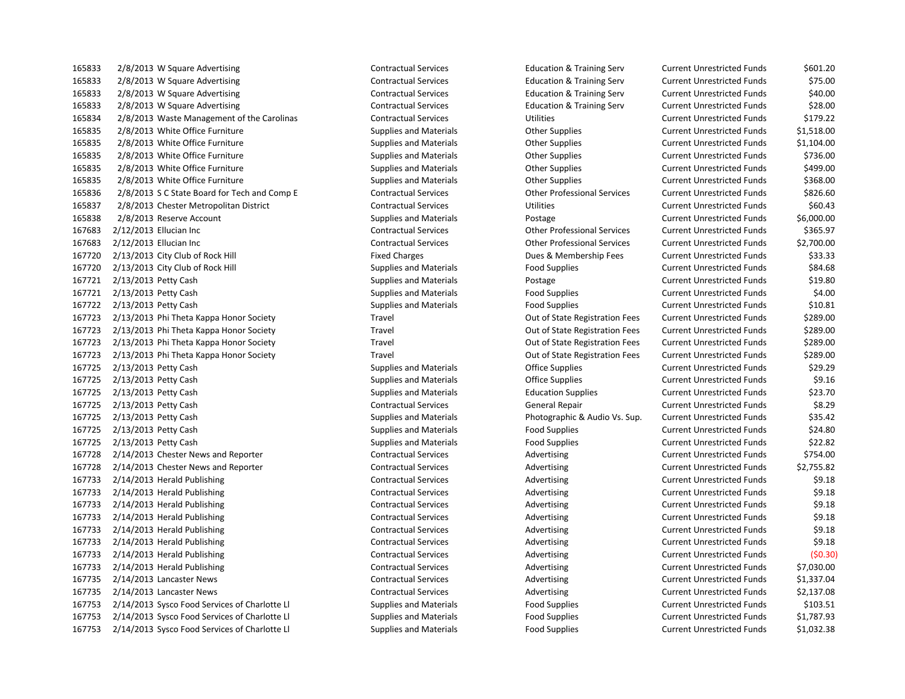| | | | | | | |
|---|---|---|---|---|---|---|
| 165833 | 2/8/2013 | W Square Advertising | Contractual Services | Education & Training Serv | Current Unrestricted Funds | $601.20 |
| 165833 | 2/8/2013 | W Square Advertising | Contractual Services | Education & Training Serv | Current Unrestricted Funds | $75.00 |
| 165833 | 2/8/2013 | W Square Advertising | Contractual Services | Education & Training Serv | Current Unrestricted Funds | $40.00 |
| 165833 | 2/8/2013 | W Square Advertising | Contractual Services | Education & Training Serv | Current Unrestricted Funds | $28.00 |
| 165834 | 2/8/2013 | Waste Management of the Carolinas | Contractual Services | Utilities | Current Unrestricted Funds | $179.22 |
| 165835 | 2/8/2013 | White Office Furniture | Supplies and Materials | Other Supplies | Current Unrestricted Funds | $1,518.00 |
| 165835 | 2/8/2013 | White Office Furniture | Supplies and Materials | Other Supplies | Current Unrestricted Funds | $1,104.00 |
| 165835 | 2/8/2013 | White Office Furniture | Supplies and Materials | Other Supplies | Current Unrestricted Funds | $736.00 |
| 165835 | 2/8/2013 | White Office Furniture | Supplies and Materials | Other Supplies | Current Unrestricted Funds | $499.00 |
| 165835 | 2/8/2013 | White Office Furniture | Supplies and Materials | Other Supplies | Current Unrestricted Funds | $368.00 |
| 165836 | 2/8/2013 | S C State Board for Tech and Comp E | Contractual Services | Other Professional Services | Current Unrestricted Funds | $826.60 |
| 165837 | 2/8/2013 | Chester Metropolitan District | Contractual Services | Utilities | Current Unrestricted Funds | $60.43 |
| 165838 | 2/8/2013 | Reserve Account | Supplies and Materials | Postage | Current Unrestricted Funds | $6,000.00 |
| 167683 | 2/12/2013 | Ellucian Inc | Contractual Services | Other Professional Services | Current Unrestricted Funds | $365.97 |
| 167683 | 2/12/2013 | Ellucian Inc | Contractual Services | Other Professional Services | Current Unrestricted Funds | $2,700.00 |
| 167720 | 2/13/2013 | City Club of Rock Hill | Fixed Charges | Dues & Membership Fees | Current Unrestricted Funds | $33.33 |
| 167720 | 2/13/2013 | City Club of Rock Hill | Supplies and Materials | Food Supplies | Current Unrestricted Funds | $84.68 |
| 167721 | 2/13/2013 | Petty Cash | Supplies and Materials | Postage | Current Unrestricted Funds | $19.80 |
| 167721 | 2/13/2013 | Petty Cash | Supplies and Materials | Food Supplies | Current Unrestricted Funds | $4.00 |
| 167722 | 2/13/2013 | Petty Cash | Supplies and Materials | Food Supplies | Current Unrestricted Funds | $10.81 |
| 167723 | 2/13/2013 | Phi Theta Kappa Honor Society | Travel | Out of State Registration Fees | Current Unrestricted Funds | $289.00 |
| 167723 | 2/13/2013 | Phi Theta Kappa Honor Society | Travel | Out of State Registration Fees | Current Unrestricted Funds | $289.00 |
| 167723 | 2/13/2013 | Phi Theta Kappa Honor Society | Travel | Out of State Registration Fees | Current Unrestricted Funds | $289.00 |
| 167723 | 2/13/2013 | Phi Theta Kappa Honor Society | Travel | Out of State Registration Fees | Current Unrestricted Funds | $289.00 |
| 167725 | 2/13/2013 | Petty Cash | Supplies and Materials | Office Supplies | Current Unrestricted Funds | $29.29 |
| 167725 | 2/13/2013 | Petty Cash | Supplies and Materials | Office Supplies | Current Unrestricted Funds | $9.16 |
| 167725 | 2/13/2013 | Petty Cash | Supplies and Materials | Education Supplies | Current Unrestricted Funds | $23.70 |
| 167725 | 2/13/2013 | Petty Cash | Contractual Services | General Repair | Current Unrestricted Funds | $8.29 |
| 167725 | 2/13/2013 | Petty Cash | Supplies and Materials | Photographic & Audio Vs. Sup. | Current Unrestricted Funds | $35.42 |
| 167725 | 2/13/2013 | Petty Cash | Supplies and Materials | Food Supplies | Current Unrestricted Funds | $24.80 |
| 167725 | 2/13/2013 | Petty Cash | Supplies and Materials | Food Supplies | Current Unrestricted Funds | $22.82 |
| 167728 | 2/14/2013 | Chester News and Reporter | Contractual Services | Advertising | Current Unrestricted Funds | $754.00 |
| 167728 | 2/14/2013 | Chester News and Reporter | Contractual Services | Advertising | Current Unrestricted Funds | $2,755.82 |
| 167733 | 2/14/2013 | Herald Publishing | Contractual Services | Advertising | Current Unrestricted Funds | $9.18 |
| 167733 | 2/14/2013 | Herald Publishing | Contractual Services | Advertising | Current Unrestricted Funds | $9.18 |
| 167733 | 2/14/2013 | Herald Publishing | Contractual Services | Advertising | Current Unrestricted Funds | $9.18 |
| 167733 | 2/14/2013 | Herald Publishing | Contractual Services | Advertising | Current Unrestricted Funds | $9.18 |
| 167733 | 2/14/2013 | Herald Publishing | Contractual Services | Advertising | Current Unrestricted Funds | $9.18 |
| 167733 | 2/14/2013 | Herald Publishing | Contractual Services | Advertising | Current Unrestricted Funds | $9.18 |
| 167733 | 2/14/2013 | Herald Publishing | Contractual Services | Advertising | Current Unrestricted Funds | ($0.30) |
| 167733 | 2/14/2013 | Herald Publishing | Contractual Services | Advertising | Current Unrestricted Funds | $7,030.00 |
| 167735 | 2/14/2013 | Lancaster News | Contractual Services | Advertising | Current Unrestricted Funds | $1,337.04 |
| 167735 | 2/14/2013 | Lancaster News | Contractual Services | Advertising | Current Unrestricted Funds | $2,137.08 |
| 167753 | 2/14/2013 | Sysco Food Services of Charlotte Ll | Supplies and Materials | Food Supplies | Current Unrestricted Funds | $103.51 |
| 167753 | 2/14/2013 | Sysco Food Services of Charlotte Ll | Supplies and Materials | Food Supplies | Current Unrestricted Funds | $1,787.93 |
| 167753 | 2/14/2013 | Sysco Food Services of Charlotte Ll | Supplies and Materials | Food Supplies | Current Unrestricted Funds | $1,032.38 |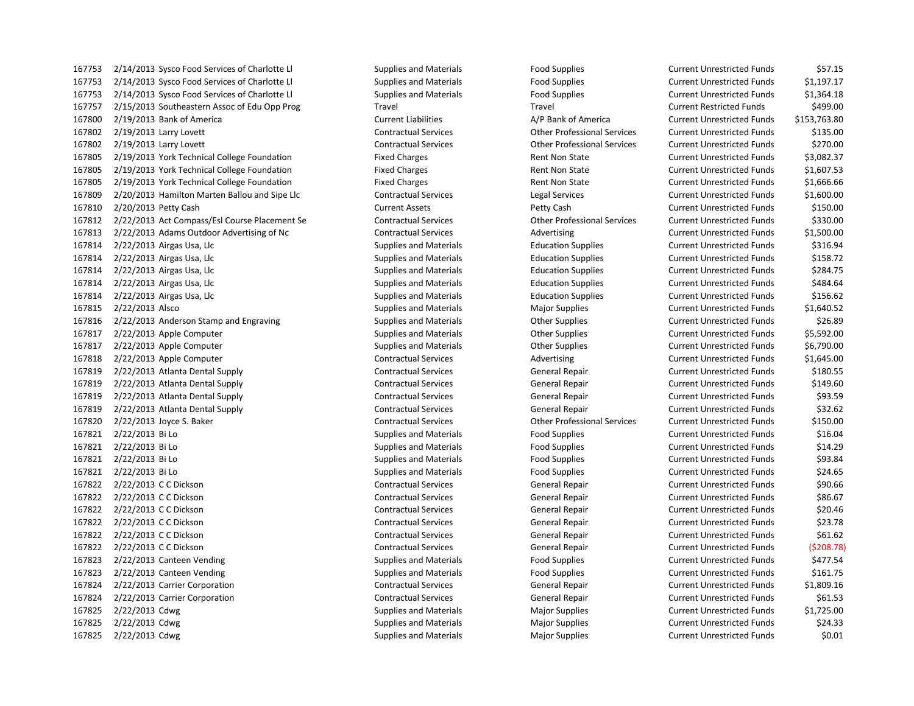| | | | | | | |
|---|---|---|---|---|---|---|
| 167753 | 2/14/2013 | Sysco Food Services of Charlotte Ll | Supplies and Materials | Food Supplies | Current Unrestricted Funds | $57.15 |
| 167753 | 2/14/2013 | Sysco Food Services of Charlotte Ll | Supplies and Materials | Food Supplies | Current Unrestricted Funds | $1,197.17 |
| 167753 | 2/14/2013 | Sysco Food Services of Charlotte Ll | Supplies and Materials | Food Supplies | Current Unrestricted Funds | $1,364.18 |
| 167757 | 2/15/2013 | Southeastern Assoc of Edu Opp Prog | Travel | Travel | Current Restricted Funds | $499.00 |
| 167800 | 2/19/2013 | Bank of America | Current Liabilities | A/P Bank of America | Current Unrestricted Funds | $153,763.80 |
| 167802 | 2/19/2013 | Larry Lovett | Contractual Services | Other Professional Services | Current Unrestricted Funds | $135.00 |
| 167802 | 2/19/2013 | Larry Lovett | Contractual Services | Other Professional Services | Current Unrestricted Funds | $270.00 |
| 167805 | 2/19/2013 | York Technical College Foundation | Fixed Charges | Rent Non State | Current Unrestricted Funds | $3,082.37 |
| 167805 | 2/19/2013 | York Technical College Foundation | Fixed Charges | Rent Non State | Current Unrestricted Funds | $1,607.53 |
| 167805 | 2/19/2013 | York Technical College Foundation | Fixed Charges | Rent Non State | Current Unrestricted Funds | $1,666.66 |
| 167809 | 2/20/2013 | Hamilton Marten Ballou and Sipe Llc | Contractual Services | Legal Services | Current Unrestricted Funds | $1,600.00 |
| 167810 | 2/20/2013 | Petty Cash | Current Assets | Petty Cash | Current Unrestricted Funds | $150.00 |
| 167812 | 2/22/2013 | Act Compass/Esl Course Placement Se | Contractual Services | Other Professional Services | Current Unrestricted Funds | $330.00 |
| 167813 | 2/22/2013 | Adams Outdoor Advertising of Nc | Contractual Services | Advertising | Current Unrestricted Funds | $1,500.00 |
| 167814 | 2/22/2013 | Airgas Usa, Llc | Supplies and Materials | Education Supplies | Current Unrestricted Funds | $316.94 |
| 167814 | 2/22/2013 | Airgas Usa, Llc | Supplies and Materials | Education Supplies | Current Unrestricted Funds | $158.72 |
| 167814 | 2/22/2013 | Airgas Usa, Llc | Supplies and Materials | Education Supplies | Current Unrestricted Funds | $284.75 |
| 167814 | 2/22/2013 | Airgas Usa, Llc | Supplies and Materials | Education Supplies | Current Unrestricted Funds | $484.64 |
| 167814 | 2/22/2013 | Airgas Usa, Llc | Supplies and Materials | Education Supplies | Current Unrestricted Funds | $156.62 |
| 167815 | 2/22/2013 | Alsco | Supplies and Materials | Major Supplies | Current Unrestricted Funds | $1,640.52 |
| 167816 | 2/22/2013 | Anderson Stamp and Engraving | Supplies and Materials | Other Supplies | Current Unrestricted Funds | $26.89 |
| 167817 | 2/22/2013 | Apple Computer | Supplies and Materials | Other Supplies | Current Unrestricted Funds | $5,592.00 |
| 167817 | 2/22/2013 | Apple Computer | Supplies and Materials | Other Supplies | Current Unrestricted Funds | $6,790.00 |
| 167818 | 2/22/2013 | Apple Computer | Contractual Services | Advertising | Current Unrestricted Funds | $1,645.00 |
| 167819 | 2/22/2013 | Atlanta Dental Supply | Contractual Services | General Repair | Current Unrestricted Funds | $180.55 |
| 167819 | 2/22/2013 | Atlanta Dental Supply | Contractual Services | General Repair | Current Unrestricted Funds | $149.60 |
| 167819 | 2/22/2013 | Atlanta Dental Supply | Contractual Services | General Repair | Current Unrestricted Funds | $93.59 |
| 167819 | 2/22/2013 | Atlanta Dental Supply | Contractual Services | General Repair | Current Unrestricted Funds | $32.62 |
| 167820 | 2/22/2013 | Joyce S. Baker | Contractual Services | Other Professional Services | Current Unrestricted Funds | $150.00 |
| 167821 | 2/22/2013 | Bi Lo | Supplies and Materials | Food Supplies | Current Unrestricted Funds | $16.04 |
| 167821 | 2/22/2013 | Bi Lo | Supplies and Materials | Food Supplies | Current Unrestricted Funds | $14.29 |
| 167821 | 2/22/2013 | Bi Lo | Supplies and Materials | Food Supplies | Current Unrestricted Funds | $93.84 |
| 167821 | 2/22/2013 | Bi Lo | Supplies and Materials | Food Supplies | Current Unrestricted Funds | $24.65 |
| 167822 | 2/22/2013 | C C Dickson | Contractual Services | General Repair | Current Unrestricted Funds | $90.66 |
| 167822 | 2/22/2013 | C C Dickson | Contractual Services | General Repair | Current Unrestricted Funds | $86.67 |
| 167822 | 2/22/2013 | C C Dickson | Contractual Services | General Repair | Current Unrestricted Funds | $20.46 |
| 167822 | 2/22/2013 | C C Dickson | Contractual Services | General Repair | Current Unrestricted Funds | $23.78 |
| 167822 | 2/22/2013 | C C Dickson | Contractual Services | General Repair | Current Unrestricted Funds | $61.62 |
| 167822 | 2/22/2013 | C C Dickson | Contractual Services | General Repair | Current Unrestricted Funds | ($208.78) |
| 167823 | 2/22/2013 | Canteen Vending | Supplies and Materials | Food Supplies | Current Unrestricted Funds | $477.54 |
| 167823 | 2/22/2013 | Canteen Vending | Supplies and Materials | Food Supplies | Current Unrestricted Funds | $161.75 |
| 167824 | 2/22/2013 | Carrier Corporation | Contractual Services | General Repair | Current Unrestricted Funds | $1,809.16 |
| 167824 | 2/22/2013 | Carrier Corporation | Contractual Services | General Repair | Current Unrestricted Funds | $61.53 |
| 167825 | 2/22/2013 | Cdwg | Supplies and Materials | Major Supplies | Current Unrestricted Funds | $1,725.00 |
| 167825 | 2/22/2013 | Cdwg | Supplies and Materials | Major Supplies | Current Unrestricted Funds | $24.33 |
| 167825 | 2/22/2013 | Cdwg | Supplies and Materials | Major Supplies | Current Unrestricted Funds | $0.01 |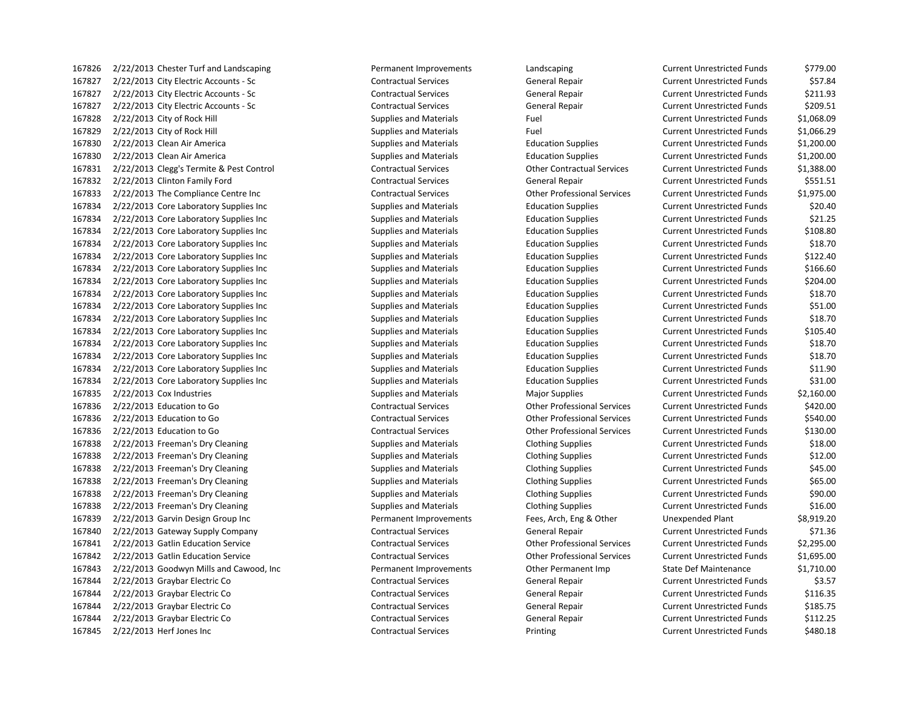| | | | | | | |
|---|---|---|---|---|---|---|
| 167826 | 2/22/2013 | Chester Turf and Landscaping | Permanent Improvements | Landscaping | Current Unrestricted Funds | $779.00 |
| 167827 | 2/22/2013 | City Electric Accounts - Sc | Contractual Services | General Repair | Current Unrestricted Funds | $57.84 |
| 167827 | 2/22/2013 | City Electric Accounts - Sc | Contractual Services | General Repair | Current Unrestricted Funds | $211.93 |
| 167827 | 2/22/2013 | City Electric Accounts - Sc | Contractual Services | General Repair | Current Unrestricted Funds | $209.51 |
| 167828 | 2/22/2013 | City of Rock Hill | Supplies and Materials | Fuel | Current Unrestricted Funds | $1,068.09 |
| 167829 | 2/22/2013 | City of Rock Hill | Supplies and Materials | Fuel | Current Unrestricted Funds | $1,066.29 |
| 167830 | 2/22/2013 | Clean Air America | Supplies and Materials | Education Supplies | Current Unrestricted Funds | $1,200.00 |
| 167830 | 2/22/2013 | Clean Air America | Supplies and Materials | Education Supplies | Current Unrestricted Funds | $1,200.00 |
| 167831 | 2/22/2013 | Clegg's Termite & Pest Control | Contractual Services | Other Contractual Services | Current Unrestricted Funds | $1,388.00 |
| 167832 | 2/22/2013 | Clinton Family Ford | Contractual Services | General Repair | Current Unrestricted Funds | $551.51 |
| 167833 | 2/22/2013 | The Compliance Centre Inc | Contractual Services | Other Professional Services | Current Unrestricted Funds | $1,975.00 |
| 167834 | 2/22/2013 | Core Laboratory Supplies Inc | Supplies and Materials | Education Supplies | Current Unrestricted Funds | $20.40 |
| 167834 | 2/22/2013 | Core Laboratory Supplies Inc | Supplies and Materials | Education Supplies | Current Unrestricted Funds | $21.25 |
| 167834 | 2/22/2013 | Core Laboratory Supplies Inc | Supplies and Materials | Education Supplies | Current Unrestricted Funds | $108.80 |
| 167834 | 2/22/2013 | Core Laboratory Supplies Inc | Supplies and Materials | Education Supplies | Current Unrestricted Funds | $18.70 |
| 167834 | 2/22/2013 | Core Laboratory Supplies Inc | Supplies and Materials | Education Supplies | Current Unrestricted Funds | $122.40 |
| 167834 | 2/22/2013 | Core Laboratory Supplies Inc | Supplies and Materials | Education Supplies | Current Unrestricted Funds | $166.60 |
| 167834 | 2/22/2013 | Core Laboratory Supplies Inc | Supplies and Materials | Education Supplies | Current Unrestricted Funds | $204.00 |
| 167834 | 2/22/2013 | Core Laboratory Supplies Inc | Supplies and Materials | Education Supplies | Current Unrestricted Funds | $18.70 |
| 167834 | 2/22/2013 | Core Laboratory Supplies Inc | Supplies and Materials | Education Supplies | Current Unrestricted Funds | $51.00 |
| 167834 | 2/22/2013 | Core Laboratory Supplies Inc | Supplies and Materials | Education Supplies | Current Unrestricted Funds | $18.70 |
| 167834 | 2/22/2013 | Core Laboratory Supplies Inc | Supplies and Materials | Education Supplies | Current Unrestricted Funds | $105.40 |
| 167834 | 2/22/2013 | Core Laboratory Supplies Inc | Supplies and Materials | Education Supplies | Current Unrestricted Funds | $18.70 |
| 167834 | 2/22/2013 | Core Laboratory Supplies Inc | Supplies and Materials | Education Supplies | Current Unrestricted Funds | $18.70 |
| 167834 | 2/22/2013 | Core Laboratory Supplies Inc | Supplies and Materials | Education Supplies | Current Unrestricted Funds | $11.90 |
| 167834 | 2/22/2013 | Core Laboratory Supplies Inc | Supplies and Materials | Education Supplies | Current Unrestricted Funds | $31.00 |
| 167835 | 2/22/2013 | Cox Industries | Supplies and Materials | Major Supplies | Current Unrestricted Funds | $2,160.00 |
| 167836 | 2/22/2013 | Education to Go | Contractual Services | Other Professional Services | Current Unrestricted Funds | $420.00 |
| 167836 | 2/22/2013 | Education to Go | Contractual Services | Other Professional Services | Current Unrestricted Funds | $540.00 |
| 167836 | 2/22/2013 | Education to Go | Contractual Services | Other Professional Services | Current Unrestricted Funds | $130.00 |
| 167838 | 2/22/2013 | Freeman's Dry Cleaning | Supplies and Materials | Clothing Supplies | Current Unrestricted Funds | $18.00 |
| 167838 | 2/22/2013 | Freeman's Dry Cleaning | Supplies and Materials | Clothing Supplies | Current Unrestricted Funds | $12.00 |
| 167838 | 2/22/2013 | Freeman's Dry Cleaning | Supplies and Materials | Clothing Supplies | Current Unrestricted Funds | $45.00 |
| 167838 | 2/22/2013 | Freeman's Dry Cleaning | Supplies and Materials | Clothing Supplies | Current Unrestricted Funds | $65.00 |
| 167838 | 2/22/2013 | Freeman's Dry Cleaning | Supplies and Materials | Clothing Supplies | Current Unrestricted Funds | $90.00 |
| 167838 | 2/22/2013 | Freeman's Dry Cleaning | Supplies and Materials | Clothing Supplies | Current Unrestricted Funds | $16.00 |
| 167839 | 2/22/2013 | Garvin Design Group Inc | Permanent Improvements | Fees, Arch, Eng & Other | Unexpended Plant | $8,919.20 |
| 167840 | 2/22/2013 | Gateway Supply Company | Contractual Services | General Repair | Current Unrestricted Funds | $71.36 |
| 167841 | 2/22/2013 | Gatlin Education Service | Contractual Services | Other Professional Services | Current Unrestricted Funds | $2,295.00 |
| 167842 | 2/22/2013 | Gatlin Education Service | Contractual Services | Other Professional Services | Current Unrestricted Funds | $1,695.00 |
| 167843 | 2/22/2013 | Goodwyn Mills and Cawood, Inc | Permanent Improvements | Other Permanent Imp | State Def Maintenance | $1,710.00 |
| 167844 | 2/22/2013 | Graybar Electric Co | Contractual Services | General Repair | Current Unrestricted Funds | $3.57 |
| 167844 | 2/22/2013 | Graybar Electric Co | Contractual Services | General Repair | Current Unrestricted Funds | $116.35 |
| 167844 | 2/22/2013 | Graybar Electric Co | Contractual Services | General Repair | Current Unrestricted Funds | $185.75 |
| 167844 | 2/22/2013 | Graybar Electric Co | Contractual Services | General Repair | Current Unrestricted Funds | $112.25 |
| 167845 | 2/22/2013 | Herf Jones Inc | Contractual Services | Printing | Current Unrestricted Funds | $480.18 |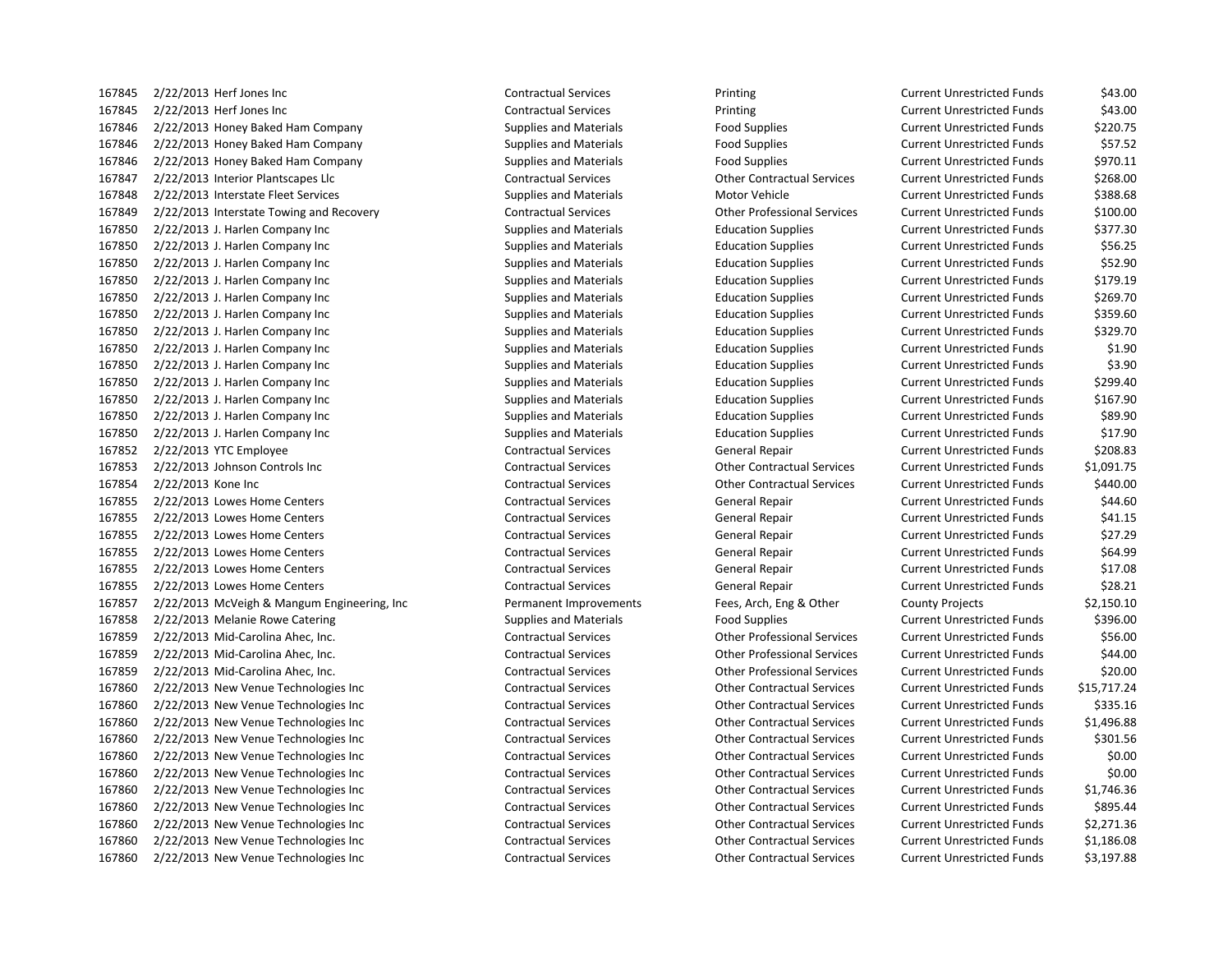| | | | | | | |
|---|---|---|---|---|---|---|
| 167845 | 2/22/2013 | Herf Jones Inc | Contractual Services | Printing | Current Unrestricted Funds | $43.00 |
| 167845 | 2/22/2013 | Herf Jones Inc | Contractual Services | Printing | Current Unrestricted Funds | $43.00 |
| 167846 | 2/22/2013 | Honey Baked Ham Company | Supplies and Materials | Food Supplies | Current Unrestricted Funds | $220.75 |
| 167846 | 2/22/2013 | Honey Baked Ham Company | Supplies and Materials | Food Supplies | Current Unrestricted Funds | $57.52 |
| 167846 | 2/22/2013 | Honey Baked Ham Company | Supplies and Materials | Food Supplies | Current Unrestricted Funds | $970.11 |
| 167847 | 2/22/2013 | Interior Plantscapes Llc | Contractual Services | Other Contractual Services | Current Unrestricted Funds | $268.00 |
| 167848 | 2/22/2013 | Interstate Fleet Services | Supplies and Materials | Motor Vehicle | Current Unrestricted Funds | $388.68 |
| 167849 | 2/22/2013 | Interstate Towing and Recovery | Contractual Services | Other Professional Services | Current Unrestricted Funds | $100.00 |
| 167850 | 2/22/2013 | J. Harlen Company Inc | Supplies and Materials | Education Supplies | Current Unrestricted Funds | $377.30 |
| 167850 | 2/22/2013 | J. Harlen Company Inc | Supplies and Materials | Education Supplies | Current Unrestricted Funds | $56.25 |
| 167850 | 2/22/2013 | J. Harlen Company Inc | Supplies and Materials | Education Supplies | Current Unrestricted Funds | $52.90 |
| 167850 | 2/22/2013 | J. Harlen Company Inc | Supplies and Materials | Education Supplies | Current Unrestricted Funds | $179.19 |
| 167850 | 2/22/2013 | J. Harlen Company Inc | Supplies and Materials | Education Supplies | Current Unrestricted Funds | $269.70 |
| 167850 | 2/22/2013 | J. Harlen Company Inc | Supplies and Materials | Education Supplies | Current Unrestricted Funds | $359.60 |
| 167850 | 2/22/2013 | J. Harlen Company Inc | Supplies and Materials | Education Supplies | Current Unrestricted Funds | $329.70 |
| 167850 | 2/22/2013 | J. Harlen Company Inc | Supplies and Materials | Education Supplies | Current Unrestricted Funds | $1.90 |
| 167850 | 2/22/2013 | J. Harlen Company Inc | Supplies and Materials | Education Supplies | Current Unrestricted Funds | $3.90 |
| 167850 | 2/22/2013 | J. Harlen Company Inc | Supplies and Materials | Education Supplies | Current Unrestricted Funds | $299.40 |
| 167850 | 2/22/2013 | J. Harlen Company Inc | Supplies and Materials | Education Supplies | Current Unrestricted Funds | $167.90 |
| 167850 | 2/22/2013 | J. Harlen Company Inc | Supplies and Materials | Education Supplies | Current Unrestricted Funds | $89.90 |
| 167850 | 2/22/2013 | J. Harlen Company Inc | Supplies and Materials | Education Supplies | Current Unrestricted Funds | $17.90 |
| 167852 | 2/22/2013 | YTC Employee | Contractual Services | General Repair | Current Unrestricted Funds | $208.83 |
| 167853 | 2/22/2013 | Johnson Controls Inc | Contractual Services | Other Contractual Services | Current Unrestricted Funds | $1,091.75 |
| 167854 | 2/22/2013 | Kone Inc | Contractual Services | Other Contractual Services | Current Unrestricted Funds | $440.00 |
| 167855 | 2/22/2013 | Lowes Home Centers | Contractual Services | General Repair | Current Unrestricted Funds | $44.60 |
| 167855 | 2/22/2013 | Lowes Home Centers | Contractual Services | General Repair | Current Unrestricted Funds | $41.15 |
| 167855 | 2/22/2013 | Lowes Home Centers | Contractual Services | General Repair | Current Unrestricted Funds | $27.29 |
| 167855 | 2/22/2013 | Lowes Home Centers | Contractual Services | General Repair | Current Unrestricted Funds | $64.99 |
| 167855 | 2/22/2013 | Lowes Home Centers | Contractual Services | General Repair | Current Unrestricted Funds | $17.08 |
| 167855 | 2/22/2013 | Lowes Home Centers | Contractual Services | General Repair | Current Unrestricted Funds | $28.21 |
| 167857 | 2/22/2013 | McVeigh & Mangum Engineering, Inc | Permanent Improvements | Fees, Arch, Eng & Other | County Projects | $2,150.10 |
| 167858 | 2/22/2013 | Melanie Rowe Catering | Supplies and Materials | Food Supplies | Current Unrestricted Funds | $396.00 |
| 167859 | 2/22/2013 | Mid-Carolina Ahec, Inc. | Contractual Services | Other Professional Services | Current Unrestricted Funds | $56.00 |
| 167859 | 2/22/2013 | Mid-Carolina Ahec, Inc. | Contractual Services | Other Professional Services | Current Unrestricted Funds | $44.00 |
| 167859 | 2/22/2013 | Mid-Carolina Ahec, Inc. | Contractual Services | Other Professional Services | Current Unrestricted Funds | $20.00 |
| 167860 | 2/22/2013 | New Venue Technologies Inc | Contractual Services | Other Contractual Services | Current Unrestricted Funds | $15,717.24 |
| 167860 | 2/22/2013 | New Venue Technologies Inc | Contractual Services | Other Contractual Services | Current Unrestricted Funds | $335.16 |
| 167860 | 2/22/2013 | New Venue Technologies Inc | Contractual Services | Other Contractual Services | Current Unrestricted Funds | $1,496.88 |
| 167860 | 2/22/2013 | New Venue Technologies Inc | Contractual Services | Other Contractual Services | Current Unrestricted Funds | $301.56 |
| 167860 | 2/22/2013 | New Venue Technologies Inc | Contractual Services | Other Contractual Services | Current Unrestricted Funds | $0.00 |
| 167860 | 2/22/2013 | New Venue Technologies Inc | Contractual Services | Other Contractual Services | Current Unrestricted Funds | $0.00 |
| 167860 | 2/22/2013 | New Venue Technologies Inc | Contractual Services | Other Contractual Services | Current Unrestricted Funds | $1,746.36 |
| 167860 | 2/22/2013 | New Venue Technologies Inc | Contractual Services | Other Contractual Services | Current Unrestricted Funds | $895.44 |
| 167860 | 2/22/2013 | New Venue Technologies Inc | Contractual Services | Other Contractual Services | Current Unrestricted Funds | $2,271.36 |
| 167860 | 2/22/2013 | New Venue Technologies Inc | Contractual Services | Other Contractual Services | Current Unrestricted Funds | $1,186.08 |
| 167860 | 2/22/2013 | New Venue Technologies Inc | Contractual Services | Other Contractual Services | Current Unrestricted Funds | $3,197.88 |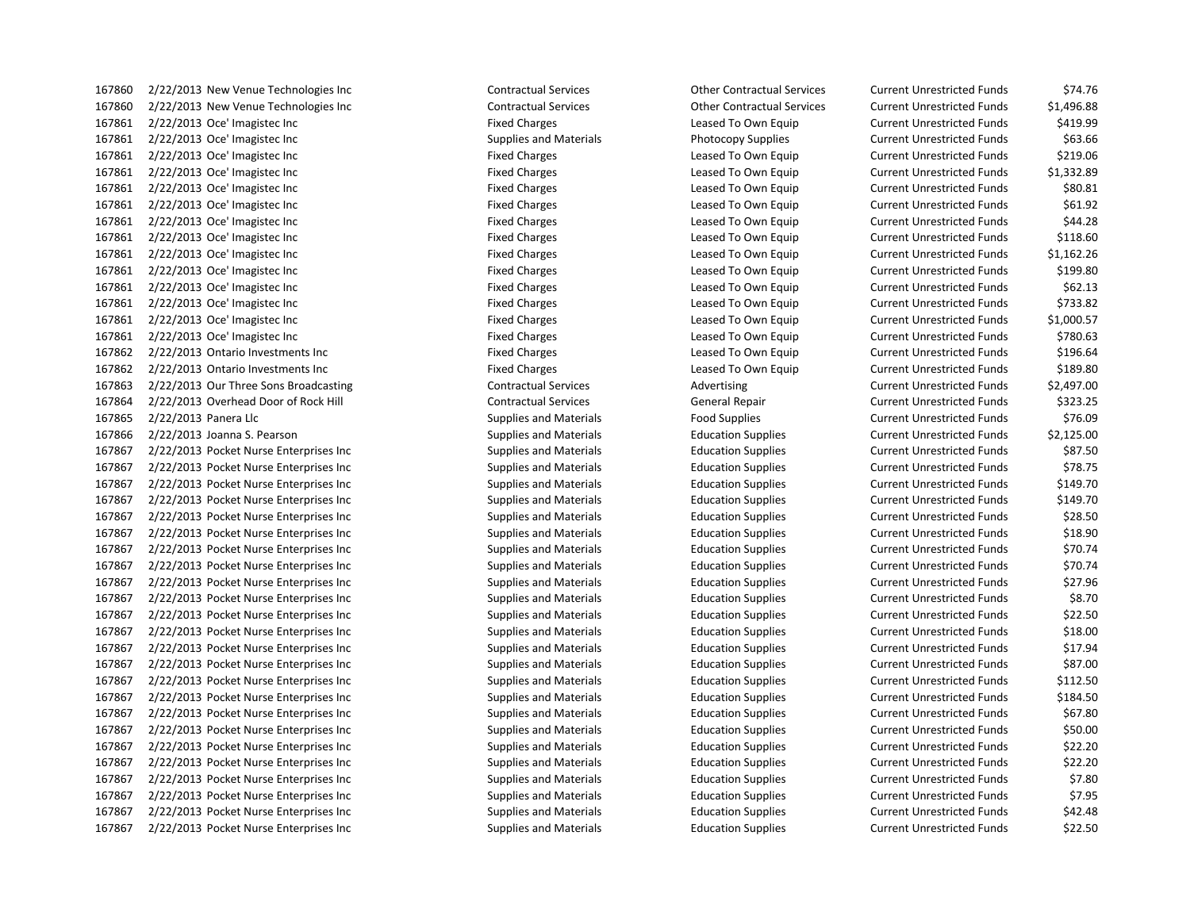| | | | | | | |
|---|---|---|---|---|---|---|
| 167860 | 2/22/2013 | New Venue Technologies Inc | Contractual Services | Other Contractual Services | Current Unrestricted Funds | $74.76 |
| 167860 | 2/22/2013 | New Venue Technologies Inc | Contractual Services | Other Contractual Services | Current Unrestricted Funds | $1,496.88 |
| 167861 | 2/22/2013 | Oce' Imagistec Inc | Fixed Charges | Leased To Own Equip | Current Unrestricted Funds | $419.99 |
| 167861 | 2/22/2013 | Oce' Imagistec Inc | Supplies and Materials | Photocopy Supplies | Current Unrestricted Funds | $63.66 |
| 167861 | 2/22/2013 | Oce' Imagistec Inc | Fixed Charges | Leased To Own Equip | Current Unrestricted Funds | $219.06 |
| 167861 | 2/22/2013 | Oce' Imagistec Inc | Fixed Charges | Leased To Own Equip | Current Unrestricted Funds | $1,332.89 |
| 167861 | 2/22/2013 | Oce' Imagistec Inc | Fixed Charges | Leased To Own Equip | Current Unrestricted Funds | $80.81 |
| 167861 | 2/22/2013 | Oce' Imagistec Inc | Fixed Charges | Leased To Own Equip | Current Unrestricted Funds | $61.92 |
| 167861 | 2/22/2013 | Oce' Imagistec Inc | Fixed Charges | Leased To Own Equip | Current Unrestricted Funds | $44.28 |
| 167861 | 2/22/2013 | Oce' Imagistec Inc | Fixed Charges | Leased To Own Equip | Current Unrestricted Funds | $118.60 |
| 167861 | 2/22/2013 | Oce' Imagistec Inc | Fixed Charges | Leased To Own Equip | Current Unrestricted Funds | $1,162.26 |
| 167861 | 2/22/2013 | Oce' Imagistec Inc | Fixed Charges | Leased To Own Equip | Current Unrestricted Funds | $199.80 |
| 167861 | 2/22/2013 | Oce' Imagistec Inc | Fixed Charges | Leased To Own Equip | Current Unrestricted Funds | $62.13 |
| 167861 | 2/22/2013 | Oce' Imagistec Inc | Fixed Charges | Leased To Own Equip | Current Unrestricted Funds | $733.82 |
| 167861 | 2/22/2013 | Oce' Imagistec Inc | Fixed Charges | Leased To Own Equip | Current Unrestricted Funds | $1,000.57 |
| 167861 | 2/22/2013 | Oce' Imagistec Inc | Fixed Charges | Leased To Own Equip | Current Unrestricted Funds | $780.63 |
| 167862 | 2/22/2013 | Ontario Investments Inc | Fixed Charges | Leased To Own Equip | Current Unrestricted Funds | $196.64 |
| 167862 | 2/22/2013 | Ontario Investments Inc | Fixed Charges | Leased To Own Equip | Current Unrestricted Funds | $189.80 |
| 167863 | 2/22/2013 | Our Three Sons Broadcasting | Contractual Services | Advertising | Current Unrestricted Funds | $2,497.00 |
| 167864 | 2/22/2013 | Overhead Door of Rock Hill | Contractual Services | General Repair | Current Unrestricted Funds | $323.25 |
| 167865 | 2/22/2013 | Panera Llc | Supplies and Materials | Food Supplies | Current Unrestricted Funds | $76.09 |
| 167866 | 2/22/2013 | Joanna S. Pearson | Supplies and Materials | Education Supplies | Current Unrestricted Funds | $2,125.00 |
| 167867 | 2/22/2013 | Pocket Nurse Enterprises Inc | Supplies and Materials | Education Supplies | Current Unrestricted Funds | $87.50 |
| 167867 | 2/22/2013 | Pocket Nurse Enterprises Inc | Supplies and Materials | Education Supplies | Current Unrestricted Funds | $78.75 |
| 167867 | 2/22/2013 | Pocket Nurse Enterprises Inc | Supplies and Materials | Education Supplies | Current Unrestricted Funds | $149.70 |
| 167867 | 2/22/2013 | Pocket Nurse Enterprises Inc | Supplies and Materials | Education Supplies | Current Unrestricted Funds | $149.70 |
| 167867 | 2/22/2013 | Pocket Nurse Enterprises Inc | Supplies and Materials | Education Supplies | Current Unrestricted Funds | $28.50 |
| 167867 | 2/22/2013 | Pocket Nurse Enterprises Inc | Supplies and Materials | Education Supplies | Current Unrestricted Funds | $18.90 |
| 167867 | 2/22/2013 | Pocket Nurse Enterprises Inc | Supplies and Materials | Education Supplies | Current Unrestricted Funds | $70.74 |
| 167867 | 2/22/2013 | Pocket Nurse Enterprises Inc | Supplies and Materials | Education Supplies | Current Unrestricted Funds | $70.74 |
| 167867 | 2/22/2013 | Pocket Nurse Enterprises Inc | Supplies and Materials | Education Supplies | Current Unrestricted Funds | $27.96 |
| 167867 | 2/22/2013 | Pocket Nurse Enterprises Inc | Supplies and Materials | Education Supplies | Current Unrestricted Funds | $8.70 |
| 167867 | 2/22/2013 | Pocket Nurse Enterprises Inc | Supplies and Materials | Education Supplies | Current Unrestricted Funds | $22.50 |
| 167867 | 2/22/2013 | Pocket Nurse Enterprises Inc | Supplies and Materials | Education Supplies | Current Unrestricted Funds | $18.00 |
| 167867 | 2/22/2013 | Pocket Nurse Enterprises Inc | Supplies and Materials | Education Supplies | Current Unrestricted Funds | $17.94 |
| 167867 | 2/22/2013 | Pocket Nurse Enterprises Inc | Supplies and Materials | Education Supplies | Current Unrestricted Funds | $87.00 |
| 167867 | 2/22/2013 | Pocket Nurse Enterprises Inc | Supplies and Materials | Education Supplies | Current Unrestricted Funds | $112.50 |
| 167867 | 2/22/2013 | Pocket Nurse Enterprises Inc | Supplies and Materials | Education Supplies | Current Unrestricted Funds | $184.50 |
| 167867 | 2/22/2013 | Pocket Nurse Enterprises Inc | Supplies and Materials | Education Supplies | Current Unrestricted Funds | $67.80 |
| 167867 | 2/22/2013 | Pocket Nurse Enterprises Inc | Supplies and Materials | Education Supplies | Current Unrestricted Funds | $50.00 |
| 167867 | 2/22/2013 | Pocket Nurse Enterprises Inc | Supplies and Materials | Education Supplies | Current Unrestricted Funds | $22.20 |
| 167867 | 2/22/2013 | Pocket Nurse Enterprises Inc | Supplies and Materials | Education Supplies | Current Unrestricted Funds | $22.20 |
| 167867 | 2/22/2013 | Pocket Nurse Enterprises Inc | Supplies and Materials | Education Supplies | Current Unrestricted Funds | $7.80 |
| 167867 | 2/22/2013 | Pocket Nurse Enterprises Inc | Supplies and Materials | Education Supplies | Current Unrestricted Funds | $7.95 |
| 167867 | 2/22/2013 | Pocket Nurse Enterprises Inc | Supplies and Materials | Education Supplies | Current Unrestricted Funds | $42.48 |
| 167867 | 2/22/2013 | Pocket Nurse Enterprises Inc | Supplies and Materials | Education Supplies | Current Unrestricted Funds | $22.50 |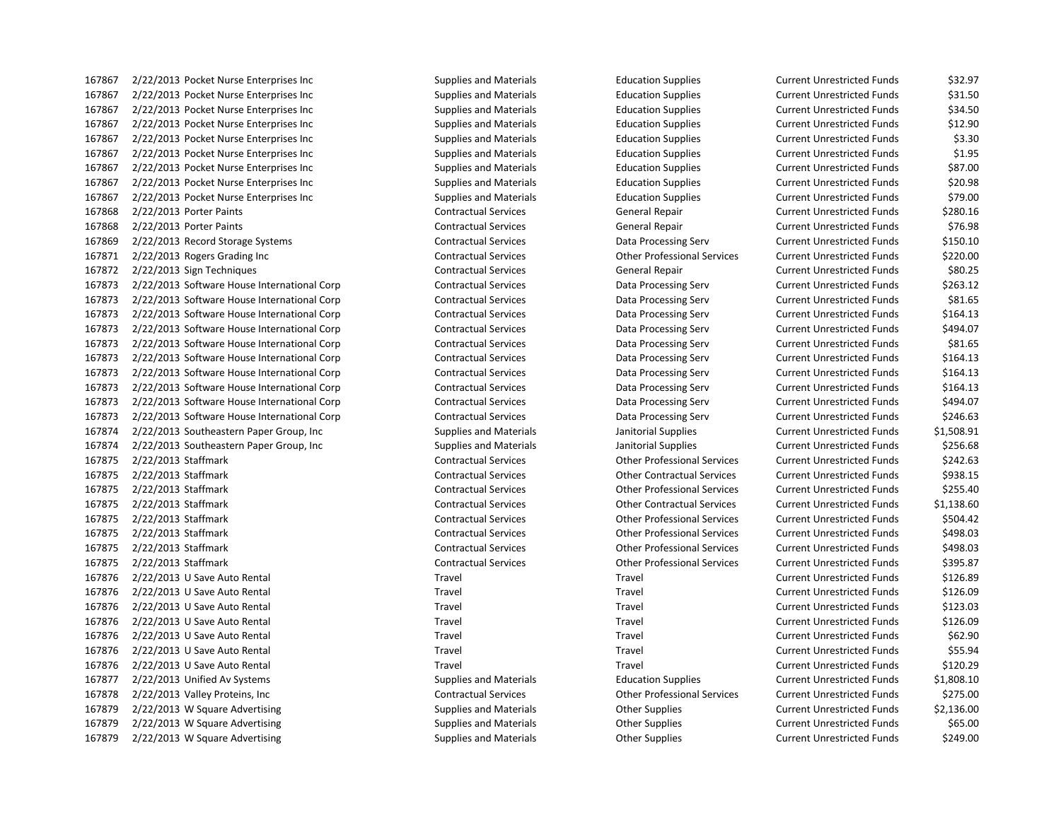| | | | | | | |
|---|---|---|---|---|---|---|
| 167867 | 2/22/2013 | Pocket Nurse Enterprises Inc | Supplies and Materials | Education Supplies | Current Unrestricted Funds | $32.97 |
| 167867 | 2/22/2013 | Pocket Nurse Enterprises Inc | Supplies and Materials | Education Supplies | Current Unrestricted Funds | $31.50 |
| 167867 | 2/22/2013 | Pocket Nurse Enterprises Inc | Supplies and Materials | Education Supplies | Current Unrestricted Funds | $34.50 |
| 167867 | 2/22/2013 | Pocket Nurse Enterprises Inc | Supplies and Materials | Education Supplies | Current Unrestricted Funds | $12.90 |
| 167867 | 2/22/2013 | Pocket Nurse Enterprises Inc | Supplies and Materials | Education Supplies | Current Unrestricted Funds | $3.30 |
| 167867 | 2/22/2013 | Pocket Nurse Enterprises Inc | Supplies and Materials | Education Supplies | Current Unrestricted Funds | $1.95 |
| 167867 | 2/22/2013 | Pocket Nurse Enterprises Inc | Supplies and Materials | Education Supplies | Current Unrestricted Funds | $87.00 |
| 167867 | 2/22/2013 | Pocket Nurse Enterprises Inc | Supplies and Materials | Education Supplies | Current Unrestricted Funds | $20.98 |
| 167867 | 2/22/2013 | Pocket Nurse Enterprises Inc | Supplies and Materials | Education Supplies | Current Unrestricted Funds | $79.00 |
| 167868 | 2/22/2013 | Porter Paints | Contractual Services | General Repair | Current Unrestricted Funds | $280.16 |
| 167868 | 2/22/2013 | Porter Paints | Contractual Services | General Repair | Current Unrestricted Funds | $76.98 |
| 167869 | 2/22/2013 | Record Storage Systems | Contractual Services | Data Processing Serv | Current Unrestricted Funds | $150.10 |
| 167871 | 2/22/2013 | Rogers Grading Inc | Contractual Services | Other Professional Services | Current Unrestricted Funds | $220.00 |
| 167872 | 2/22/2013 | Sign Techniques | Contractual Services | General Repair | Current Unrestricted Funds | $80.25 |
| 167873 | 2/22/2013 | Software House International Corp | Contractual Services | Data Processing Serv | Current Unrestricted Funds | $263.12 |
| 167873 | 2/22/2013 | Software House International Corp | Contractual Services | Data Processing Serv | Current Unrestricted Funds | $81.65 |
| 167873 | 2/22/2013 | Software House International Corp | Contractual Services | Data Processing Serv | Current Unrestricted Funds | $164.13 |
| 167873 | 2/22/2013 | Software House International Corp | Contractual Services | Data Processing Serv | Current Unrestricted Funds | $494.07 |
| 167873 | 2/22/2013 | Software House International Corp | Contractual Services | Data Processing Serv | Current Unrestricted Funds | $81.65 |
| 167873 | 2/22/2013 | Software House International Corp | Contractual Services | Data Processing Serv | Current Unrestricted Funds | $164.13 |
| 167873 | 2/22/2013 | Software House International Corp | Contractual Services | Data Processing Serv | Current Unrestricted Funds | $164.13 |
| 167873 | 2/22/2013 | Software House International Corp | Contractual Services | Data Processing Serv | Current Unrestricted Funds | $164.13 |
| 167873 | 2/22/2013 | Software House International Corp | Contractual Services | Data Processing Serv | Current Unrestricted Funds | $494.07 |
| 167873 | 2/22/2013 | Software House International Corp | Contractual Services | Data Processing Serv | Current Unrestricted Funds | $246.63 |
| 167874 | 2/22/2013 | Southeastern Paper Group, Inc | Supplies and Materials | Janitorial Supplies | Current Unrestricted Funds | $1,508.91 |
| 167874 | 2/22/2013 | Southeastern Paper Group, Inc | Supplies and Materials | Janitorial Supplies | Current Unrestricted Funds | $256.68 |
| 167875 | 2/22/2013 | Staffmark | Contractual Services | Other Professional Services | Current Unrestricted Funds | $242.63 |
| 167875 | 2/22/2013 | Staffmark | Contractual Services | Other Contractual Services | Current Unrestricted Funds | $938.15 |
| 167875 | 2/22/2013 | Staffmark | Contractual Services | Other Professional Services | Current Unrestricted Funds | $255.40 |
| 167875 | 2/22/2013 | Staffmark | Contractual Services | Other Contractual Services | Current Unrestricted Funds | $1,138.60 |
| 167875 | 2/22/2013 | Staffmark | Contractual Services | Other Professional Services | Current Unrestricted Funds | $504.42 |
| 167875 | 2/22/2013 | Staffmark | Contractual Services | Other Professional Services | Current Unrestricted Funds | $498.03 |
| 167875 | 2/22/2013 | Staffmark | Contractual Services | Other Professional Services | Current Unrestricted Funds | $498.03 |
| 167875 | 2/22/2013 | Staffmark | Contractual Services | Other Professional Services | Current Unrestricted Funds | $395.87 |
| 167876 | 2/22/2013 | U Save Auto Rental | Travel | Travel | Current Unrestricted Funds | $126.89 |
| 167876 | 2/22/2013 | U Save Auto Rental | Travel | Travel | Current Unrestricted Funds | $126.09 |
| 167876 | 2/22/2013 | U Save Auto Rental | Travel | Travel | Current Unrestricted Funds | $123.03 |
| 167876 | 2/22/2013 | U Save Auto Rental | Travel | Travel | Current Unrestricted Funds | $126.09 |
| 167876 | 2/22/2013 | U Save Auto Rental | Travel | Travel | Current Unrestricted Funds | $62.90 |
| 167876 | 2/22/2013 | U Save Auto Rental | Travel | Travel | Current Unrestricted Funds | $55.94 |
| 167876 | 2/22/2013 | U Save Auto Rental | Travel | Travel | Current Unrestricted Funds | $120.29 |
| 167877 | 2/22/2013 | Unified Av Systems | Supplies and Materials | Education Supplies | Current Unrestricted Funds | $1,808.10 |
| 167878 | 2/22/2013 | Valley Proteins, Inc | Contractual Services | Other Professional Services | Current Unrestricted Funds | $275.00 |
| 167879 | 2/22/2013 | W Square Advertising | Supplies and Materials | Other Supplies | Current Unrestricted Funds | $2,136.00 |
| 167879 | 2/22/2013 | W Square Advertising | Supplies and Materials | Other Supplies | Current Unrestricted Funds | $65.00 |
| 167879 | 2/22/2013 | W Square Advertising | Supplies and Materials | Other Supplies | Current Unrestricted Funds | $249.00 |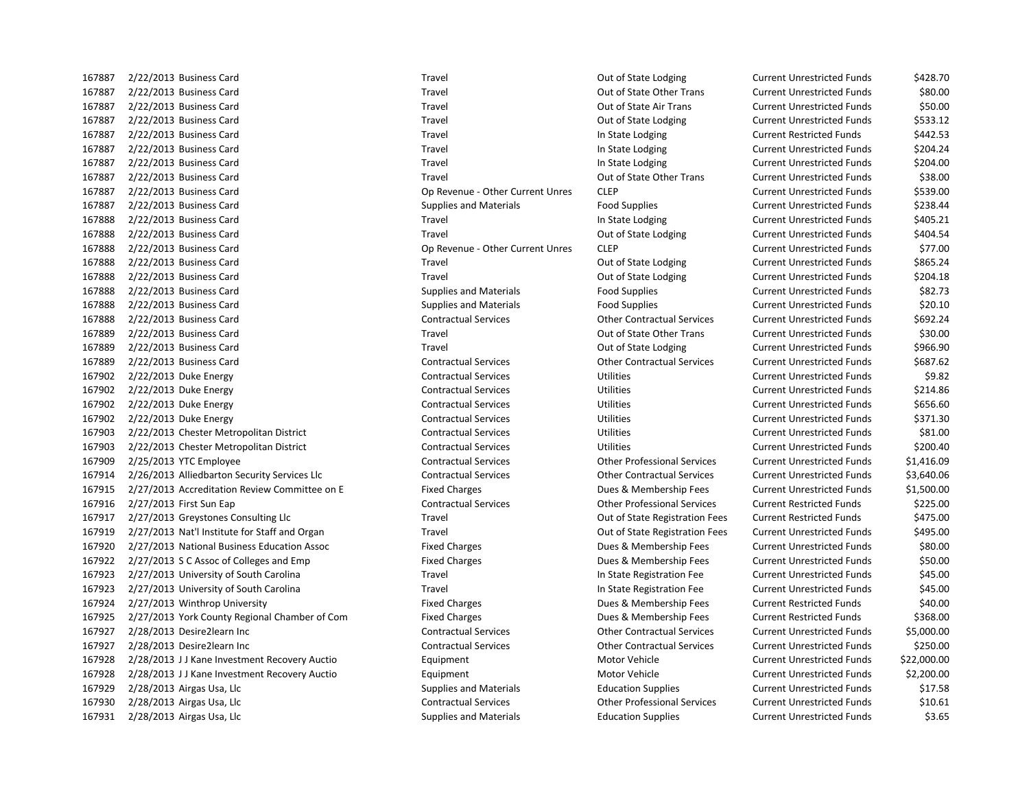| | | | | | | |
|---|---|---|---|---|---|---|
| 167887 | 2/22/2013 | Business Card | Travel | Out of State Lodging | Current Unrestricted Funds | $428.70 |
| 167887 | 2/22/2013 | Business Card | Travel | Out of State Other Trans | Current Unrestricted Funds | $80.00 |
| 167887 | 2/22/2013 | Business Card | Travel | Out of State Air Trans | Current Unrestricted Funds | $50.00 |
| 167887 | 2/22/2013 | Business Card | Travel | Out of State Lodging | Current Unrestricted Funds | $533.12 |
| 167887 | 2/22/2013 | Business Card | Travel | In State Lodging | Current Restricted Funds | $442.53 |
| 167887 | 2/22/2013 | Business Card | Travel | In State Lodging | Current Unrestricted Funds | $204.24 |
| 167887 | 2/22/2013 | Business Card | Travel | In State Lodging | Current Unrestricted Funds | $204.00 |
| 167887 | 2/22/2013 | Business Card | Travel | Out of State Other Trans | Current Unrestricted Funds | $38.00 |
| 167887 | 2/22/2013 | Business Card | Op Revenue - Other Current Unres | CLEP | Current Unrestricted Funds | $539.00 |
| 167887 | 2/22/2013 | Business Card | Supplies and Materials | Food Supplies | Current Unrestricted Funds | $238.44 |
| 167888 | 2/22/2013 | Business Card | Travel | In State Lodging | Current Unrestricted Funds | $405.21 |
| 167888 | 2/22/2013 | Business Card | Travel | Out of State Lodging | Current Unrestricted Funds | $404.54 |
| 167888 | 2/22/2013 | Business Card | Op Revenue - Other Current Unres | CLEP | Current Unrestricted Funds | $77.00 |
| 167888 | 2/22/2013 | Business Card | Travel | Out of State Lodging | Current Unrestricted Funds | $865.24 |
| 167888 | 2/22/2013 | Business Card | Travel | Out of State Lodging | Current Unrestricted Funds | $204.18 |
| 167888 | 2/22/2013 | Business Card | Supplies and Materials | Food Supplies | Current Unrestricted Funds | $82.73 |
| 167888 | 2/22/2013 | Business Card | Supplies and Materials | Food Supplies | Current Unrestricted Funds | $20.10 |
| 167888 | 2/22/2013 | Business Card | Contractual Services | Other Contractual Services | Current Unrestricted Funds | $692.24 |
| 167889 | 2/22/2013 | Business Card | Travel | Out of State Other Trans | Current Unrestricted Funds | $30.00 |
| 167889 | 2/22/2013 | Business Card | Travel | Out of State Lodging | Current Unrestricted Funds | $966.90 |
| 167889 | 2/22/2013 | Business Card | Contractual Services | Other Contractual Services | Current Unrestricted Funds | $687.62 |
| 167902 | 2/22/2013 | Duke Energy | Contractual Services | Utilities | Current Unrestricted Funds | $9.82 |
| 167902 | 2/22/2013 | Duke Energy | Contractual Services | Utilities | Current Unrestricted Funds | $214.86 |
| 167902 | 2/22/2013 | Duke Energy | Contractual Services | Utilities | Current Unrestricted Funds | $656.60 |
| 167902 | 2/22/2013 | Duke Energy | Contractual Services | Utilities | Current Unrestricted Funds | $371.30 |
| 167903 | 2/22/2013 | Chester Metropolitan District | Contractual Services | Utilities | Current Unrestricted Funds | $81.00 |
| 167903 | 2/22/2013 | Chester Metropolitan District | Contractual Services | Utilities | Current Unrestricted Funds | $200.40 |
| 167909 | 2/25/2013 | YTC Employee | Contractual Services | Other Professional Services | Current Unrestricted Funds | $1,416.09 |
| 167914 | 2/26/2013 | Alliedbarton Security Services Llc | Contractual Services | Other Contractual Services | Current Unrestricted Funds | $3,640.06 |
| 167915 | 2/27/2013 | Accreditation Review Committee on E | Fixed Charges | Dues & Membership Fees | Current Unrestricted Funds | $1,500.00 |
| 167916 | 2/27/2013 | First Sun Eap | Contractual Services | Other Professional Services | Current Restricted Funds | $225.00 |
| 167917 | 2/27/2013 | Greystones Consulting Llc | Travel | Out of State Registration Fees | Current Restricted Funds | $475.00 |
| 167919 | 2/27/2013 | Nat'l Institute for Staff and Organ | Travel | Out of State Registration Fees | Current Unrestricted Funds | $495.00 |
| 167920 | 2/27/2013 | National Business Education Assoc | Fixed Charges | Dues & Membership Fees | Current Unrestricted Funds | $80.00 |
| 167922 | 2/27/2013 | S C Assoc of Colleges and Emp | Fixed Charges | Dues & Membership Fees | Current Unrestricted Funds | $50.00 |
| 167923 | 2/27/2013 | University of South Carolina | Travel | In State Registration Fee | Current Unrestricted Funds | $45.00 |
| 167923 | 2/27/2013 | University of South Carolina | Travel | In State Registration Fee | Current Unrestricted Funds | $45.00 |
| 167924 | 2/27/2013 | Winthrop University | Fixed Charges | Dues & Membership Fees | Current Restricted Funds | $40.00 |
| 167925 | 2/27/2013 | York County Regional Chamber of Com | Fixed Charges | Dues & Membership Fees | Current Restricted Funds | $368.00 |
| 167927 | 2/28/2013 | Desire2learn Inc | Contractual Services | Other Contractual Services | Current Unrestricted Funds | $5,000.00 |
| 167927 | 2/28/2013 | Desire2learn Inc | Contractual Services | Other Contractual Services | Current Unrestricted Funds | $250.00 |
| 167928 | 2/28/2013 | J J Kane Investment Recovery Auctio | Equipment | Motor Vehicle | Current Unrestricted Funds | $22,000.00 |
| 167928 | 2/28/2013 | J J Kane Investment Recovery Auctio | Equipment | Motor Vehicle | Current Unrestricted Funds | $2,200.00 |
| 167929 | 2/28/2013 | Airgas Usa, Llc | Supplies and Materials | Education Supplies | Current Unrestricted Funds | $17.58 |
| 167930 | 2/28/2013 | Airgas Usa, Llc | Contractual Services | Other Professional Services | Current Unrestricted Funds | $10.61 |
| 167931 | 2/28/2013 | Airgas Usa, Llc | Supplies and Materials | Education Supplies | Current Unrestricted Funds | $3.65 |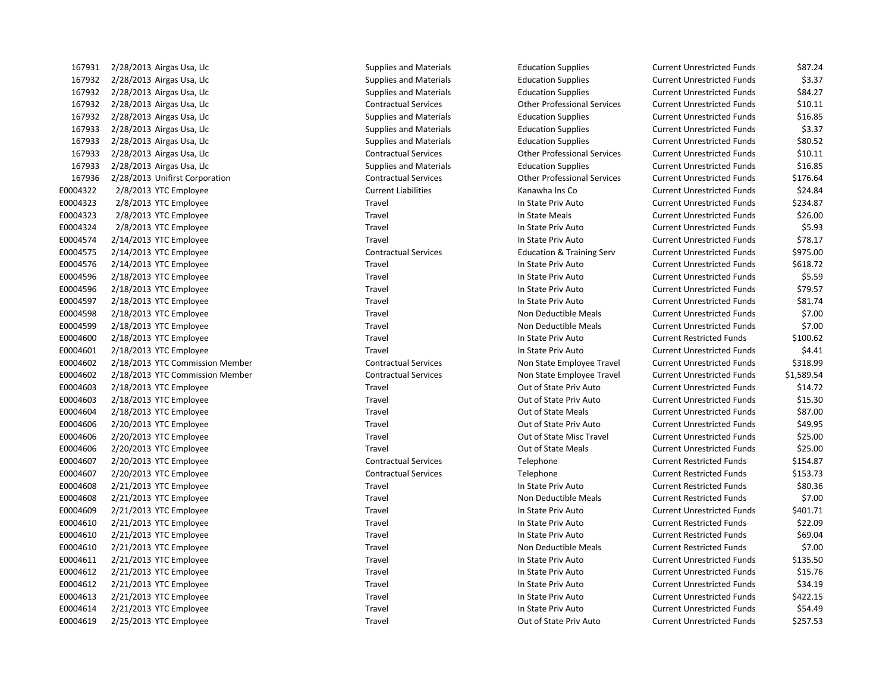| | | | | | | |
|---|---|---|---|---|---|---|
| 167931 | 2/28/2013 | Airgas Usa, Llc | Supplies and Materials | Education Supplies | Current Unrestricted Funds | $87.24 |
| 167932 | 2/28/2013 | Airgas Usa, Llc | Supplies and Materials | Education Supplies | Current Unrestricted Funds | $3.37 |
| 167932 | 2/28/2013 | Airgas Usa, Llc | Supplies and Materials | Education Supplies | Current Unrestricted Funds | $84.27 |
| 167932 | 2/28/2013 | Airgas Usa, Llc | Contractual Services | Other Professional Services | Current Unrestricted Funds | $10.11 |
| 167932 | 2/28/2013 | Airgas Usa, Llc | Supplies and Materials | Education Supplies | Current Unrestricted Funds | $16.85 |
| 167933 | 2/28/2013 | Airgas Usa, Llc | Supplies and Materials | Education Supplies | Current Unrestricted Funds | $3.37 |
| 167933 | 2/28/2013 | Airgas Usa, Llc | Supplies and Materials | Education Supplies | Current Unrestricted Funds | $80.52 |
| 167933 | 2/28/2013 | Airgas Usa, Llc | Contractual Services | Other Professional Services | Current Unrestricted Funds | $10.11 |
| 167933 | 2/28/2013 | Airgas Usa, Llc | Supplies and Materials | Education Supplies | Current Unrestricted Funds | $16.85 |
| 167936 | 2/28/2013 | Unifirst Corporation | Contractual Services | Other Professional Services | Current Unrestricted Funds | $176.64 |
| E0004322 | 2/8/2013 | YTC Employee | Current Liabilities | Kanawha Ins Co | Current Unrestricted Funds | $24.84 |
| E0004323 | 2/8/2013 | YTC Employee | Travel | In State Priv Auto | Current Unrestricted Funds | $234.87 |
| E0004323 | 2/8/2013 | YTC Employee | Travel | In State Meals | Current Unrestricted Funds | $26.00 |
| E0004324 | 2/8/2013 | YTC Employee | Travel | In State Priv Auto | Current Unrestricted Funds | $5.93 |
| E0004574 | 2/14/2013 | YTC Employee | Travel | In State Priv Auto | Current Unrestricted Funds | $78.17 |
| E0004575 | 2/14/2013 | YTC Employee | Contractual Services | Education & Training Serv | Current Unrestricted Funds | $975.00 |
| E0004576 | 2/14/2013 | YTC Employee | Travel | In State Priv Auto | Current Unrestricted Funds | $618.72 |
| E0004596 | 2/18/2013 | YTC Employee | Travel | In State Priv Auto | Current Unrestricted Funds | $5.59 |
| E0004596 | 2/18/2013 | YTC Employee | Travel | In State Priv Auto | Current Unrestricted Funds | $79.57 |
| E0004597 | 2/18/2013 | YTC Employee | Travel | In State Priv Auto | Current Unrestricted Funds | $81.74 |
| E0004598 | 2/18/2013 | YTC Employee | Travel | Non Deductible Meals | Current Unrestricted Funds | $7.00 |
| E0004599 | 2/18/2013 | YTC Employee | Travel | Non Deductible Meals | Current Unrestricted Funds | $7.00 |
| E0004600 | 2/18/2013 | YTC Employee | Travel | In State Priv Auto | Current Restricted Funds | $100.62 |
| E0004601 | 2/18/2013 | YTC Employee | Travel | In State Priv Auto | Current Unrestricted Funds | $4.41 |
| E0004602 | 2/18/2013 | YTC Commission Member | Contractual Services | Non State Employee Travel | Current Unrestricted Funds | $318.99 |
| E0004602 | 2/18/2013 | YTC Commission Member | Contractual Services | Non State Employee Travel | Current Unrestricted Funds | $1,589.54 |
| E0004603 | 2/18/2013 | YTC Employee | Travel | Out of State Priv Auto | Current Unrestricted Funds | $14.72 |
| E0004603 | 2/18/2013 | YTC Employee | Travel | Out of State Priv Auto | Current Unrestricted Funds | $15.30 |
| E0004604 | 2/18/2013 | YTC Employee | Travel | Out of State Meals | Current Unrestricted Funds | $87.00 |
| E0004606 | 2/20/2013 | YTC Employee | Travel | Out of State Priv Auto | Current Unrestricted Funds | $49.95 |
| E0004606 | 2/20/2013 | YTC Employee | Travel | Out of State Misc Travel | Current Unrestricted Funds | $25.00 |
| E0004606 | 2/20/2013 | YTC Employee | Travel | Out of State Meals | Current Unrestricted Funds | $25.00 |
| E0004607 | 2/20/2013 | YTC Employee | Contractual Services | Telephone | Current Restricted Funds | $154.87 |
| E0004607 | 2/20/2013 | YTC Employee | Contractual Services | Telephone | Current Restricted Funds | $153.73 |
| E0004608 | 2/21/2013 | YTC Employee | Travel | In State Priv Auto | Current Restricted Funds | $80.36 |
| E0004608 | 2/21/2013 | YTC Employee | Travel | Non Deductible Meals | Current Restricted Funds | $7.00 |
| E0004609 | 2/21/2013 | YTC Employee | Travel | In State Priv Auto | Current Unrestricted Funds | $401.71 |
| E0004610 | 2/21/2013 | YTC Employee | Travel | In State Priv Auto | Current Restricted Funds | $22.09 |
| E0004610 | 2/21/2013 | YTC Employee | Travel | In State Priv Auto | Current Restricted Funds | $69.04 |
| E0004610 | 2/21/2013 | YTC Employee | Travel | Non Deductible Meals | Current Restricted Funds | $7.00 |
| E0004611 | 2/21/2013 | YTC Employee | Travel | In State Priv Auto | Current Unrestricted Funds | $135.50 |
| E0004612 | 2/21/2013 | YTC Employee | Travel | In State Priv Auto | Current Unrestricted Funds | $15.76 |
| E0004612 | 2/21/2013 | YTC Employee | Travel | In State Priv Auto | Current Unrestricted Funds | $34.19 |
| E0004613 | 2/21/2013 | YTC Employee | Travel | In State Priv Auto | Current Unrestricted Funds | $422.15 |
| E0004614 | 2/21/2013 | YTC Employee | Travel | In State Priv Auto | Current Unrestricted Funds | $54.49 |
| E0004619 | 2/25/2013 | YTC Employee | Travel | Out of State Priv Auto | Current Unrestricted Funds | $257.53 |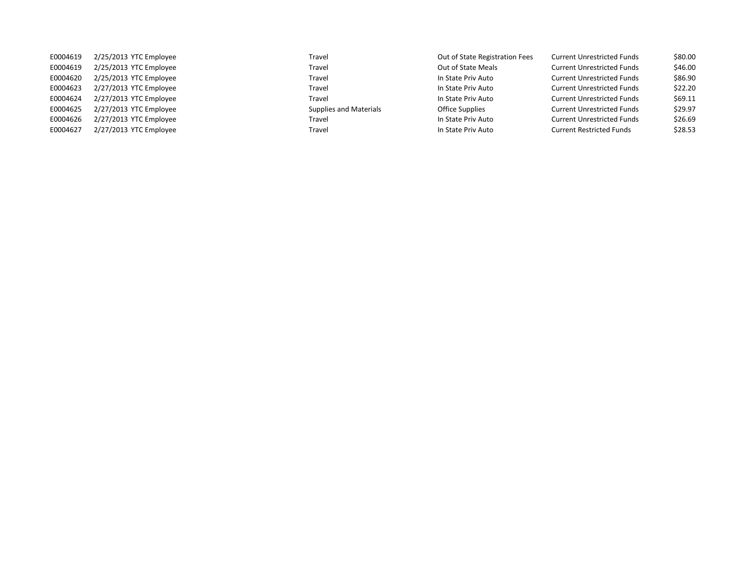| | | | | | | |
|---|---|---|---|---|---|---|
| E0004619 | 2/25/2013 | YTC Employee | Travel | Out of State Registration Fees | Current Unrestricted Funds | $80.00 |
| E0004619 | 2/25/2013 | YTC Employee | Travel | Out of State Meals | Current Unrestricted Funds | $46.00 |
| E0004620 | 2/25/2013 | YTC Employee | Travel | In State Priv Auto | Current Unrestricted Funds | $86.90 |
| E0004623 | 2/27/2013 | YTC Employee | Travel | In State Priv Auto | Current Unrestricted Funds | $22.20 |
| E0004624 | 2/27/2013 | YTC Employee | Travel | In State Priv Auto | Current Unrestricted Funds | $69.11 |
| E0004625 | 2/27/2013 | YTC Employee | Supplies and Materials | Office Supplies | Current Unrestricted Funds | $29.97 |
| E0004626 | 2/27/2013 | YTC Employee | Travel | In State Priv Auto | Current Unrestricted Funds | $26.69 |
| E0004627 | 2/27/2013 | YTC Employee | Travel | In State Priv Auto | Current Restricted Funds | $28.53 |